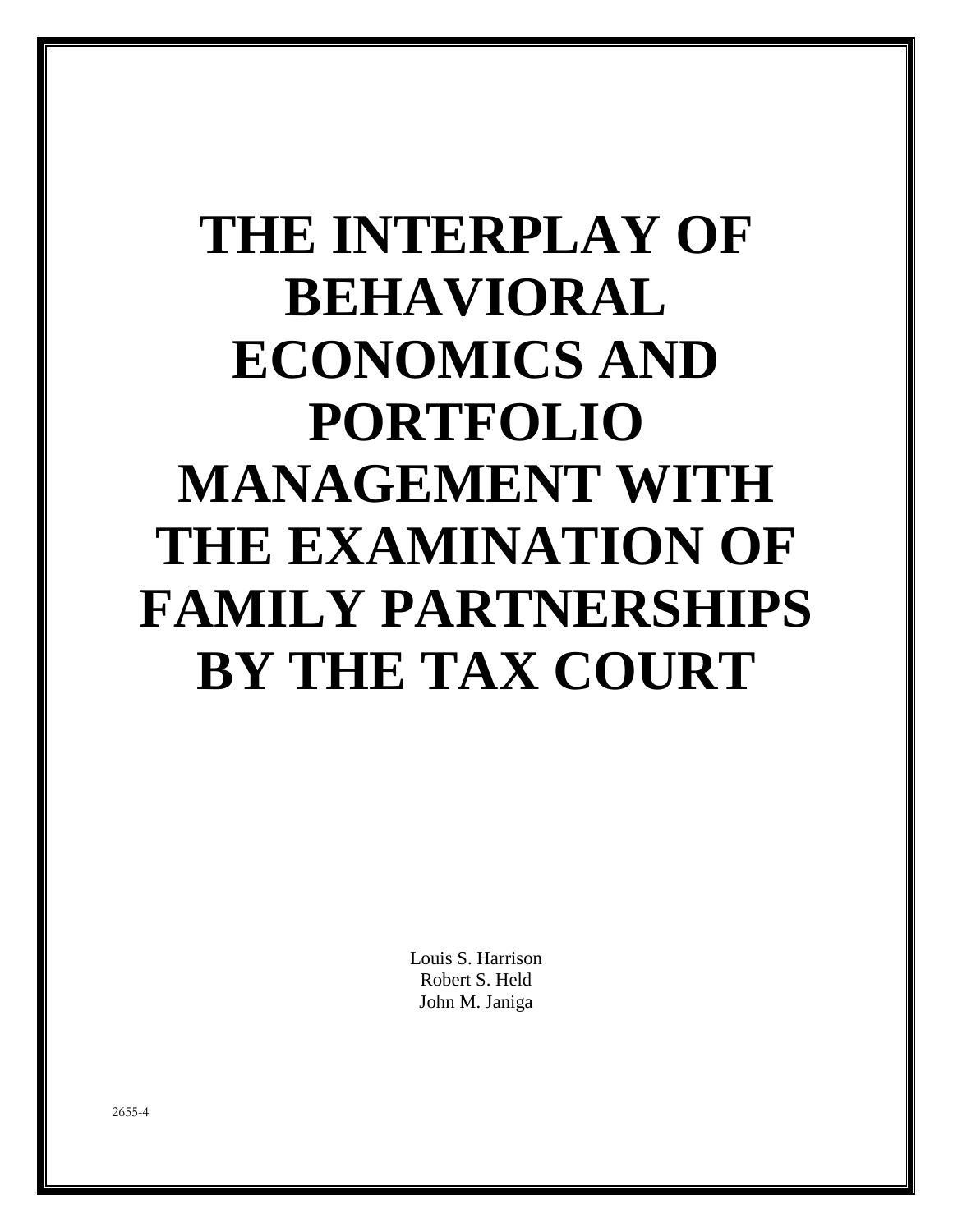# THE INTERPLAY OF BEHAVIORAL ECONOMICS AND PORTFOLIO MANAGEMENT WITH THE EXAMINATION OF FAMILY PARTNERSHIPS BY THE TAX COURT

Louis S. Harrison
Robert S. Held
John M. Janiga

2655-4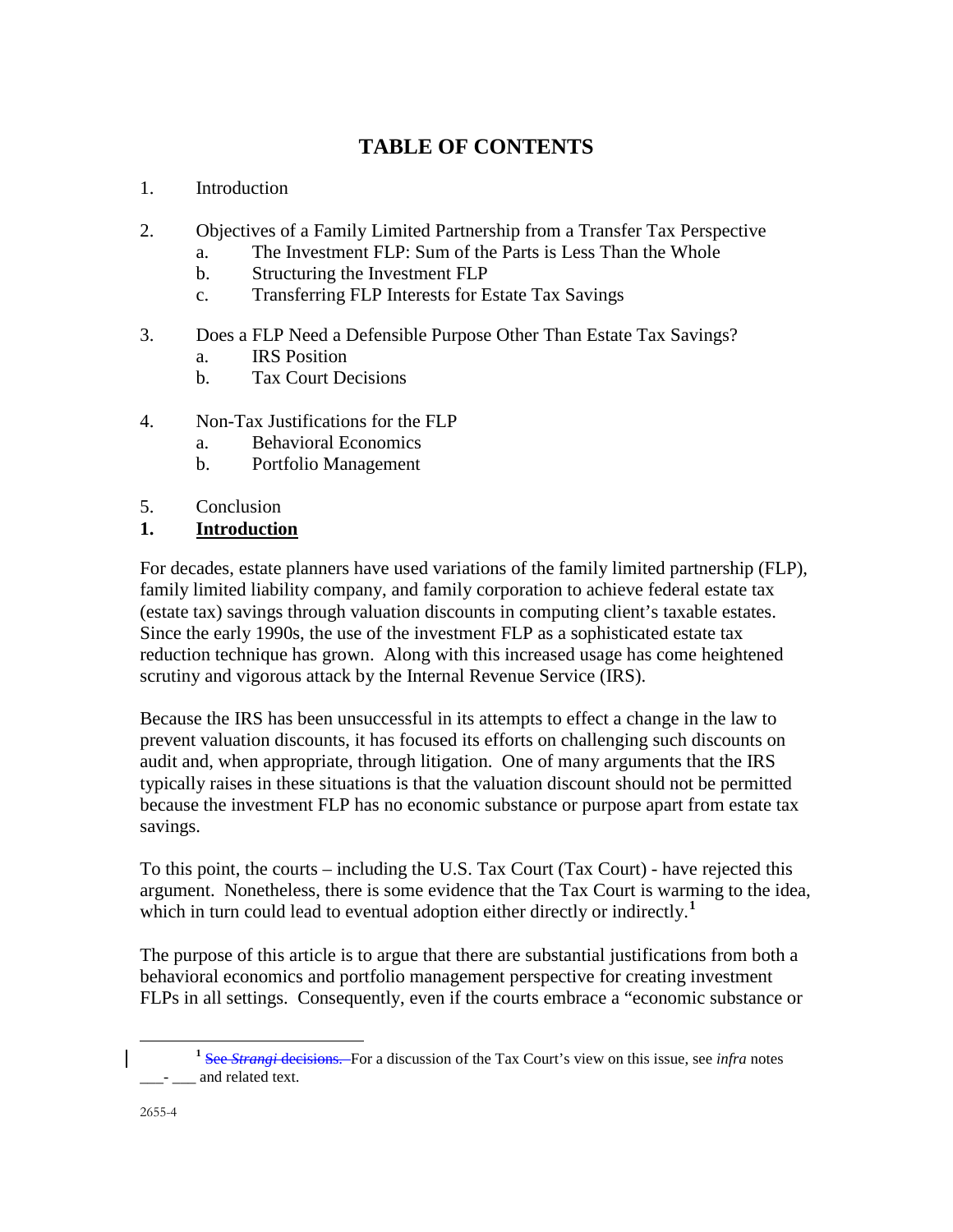# TABLE OF CONTENTS

1. Introduction

2. Objectives of a Family Limited Partnership from a Transfer Tax Perspective
   a. The Investment FLP: Sum of the Parts is Less Than the Whole
   b. Structuring the Investment FLP
   c. Transferring FLP Interests for Estate Tax Savings

3. Does a FLP Need a Defensible Purpose Other Than Estate Tax Savings?
   a. IRS Position
   b. Tax Court Decisions

4. Non-Tax Justifications for the FLP
   a. Behavioral Economics
   b. Portfolio Management

5. Conclusion

## 1. Introduction

For decades, estate planners have used variations of the family limited partnership (FLP), family limited liability company, and family corporation to achieve federal estate tax (estate tax) savings through valuation discounts in computing client's taxable estates. Since the early 1990s, the use of the investment FLP as a sophisticated estate tax reduction technique has grown. Along with this increased usage has come heightened scrutiny and vigorous attack by the Internal Revenue Service (IRS).

Because the IRS has been unsuccessful in its attempts to effect a change in the law to prevent valuation discounts, it has focused its efforts on challenging such discounts on audit and, when appropriate, through litigation. One of many arguments that the IRS typically raises in these situations is that the valuation discount should not be permitted because the investment FLP has no economic substance or purpose apart from estate tax savings.

To this point, the courts – including the U.S. Tax Court (Tax Court) - have rejected this argument. Nonetheless, there is some evidence that the Tax Court is warming to the idea, which in turn could lead to eventual adoption either directly or indirectly.[1]

The purpose of this article is to argue that there are substantial justifications from both a behavioral economics and portfolio management perspective for creating investment FLPs in all settings. Consequently, even if the courts embrace a "economic substance or

---

[1] ~~See *Strangi* decisions.~~ For a discussion of the Tax Court's view on this issue, see *infra* notes ___- ___ and related text.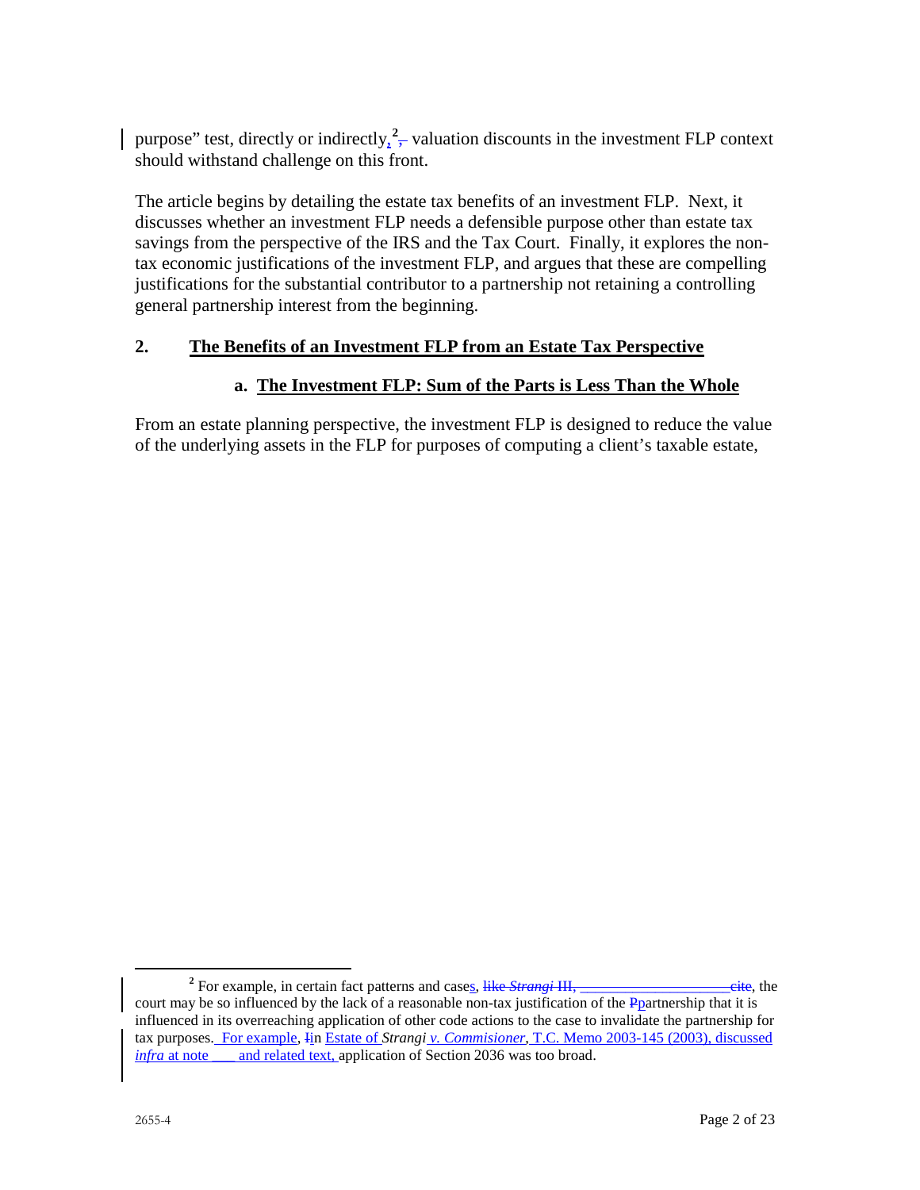purpose" test, directly or indirectly,[2] valuation discounts in the investment FLP context should withstand challenge on this front.

The article begins by detailing the estate tax benefits of an investment FLP. Next, it discusses whether an investment FLP needs a defensible purpose other than estate tax savings from the perspective of the IRS and the Tax Court. Finally, it explores the non-tax economic justifications of the investment FLP, and argues that these are compelling justifications for the substantial contributor to a partnership not retaining a controlling general partnership interest from the beginning.

## 2. The Benefits of an Investment FLP from an Estate Tax Perspective

### a. The Investment FLP: Sum of the Parts is Less Than the Whole

From an estate planning perspective, the investment FLP is designed to reduce the value of the underlying assets in the FLP for purposes of computing a client's taxable estate,

---

[2] For example, in certain fact patterns and cases, the court may be so influenced by the lack of a reasonable non-tax justification of the partnership that it is influenced in its overreaching application of other code actions to the case to invalidate the partnership for tax purposes. For example, in Estate of *Strangi v. Commisioner*, T.C. Memo 2003-145 (2003), discussed *infra* at note ___ and related text, application of Section 2036 was too broad.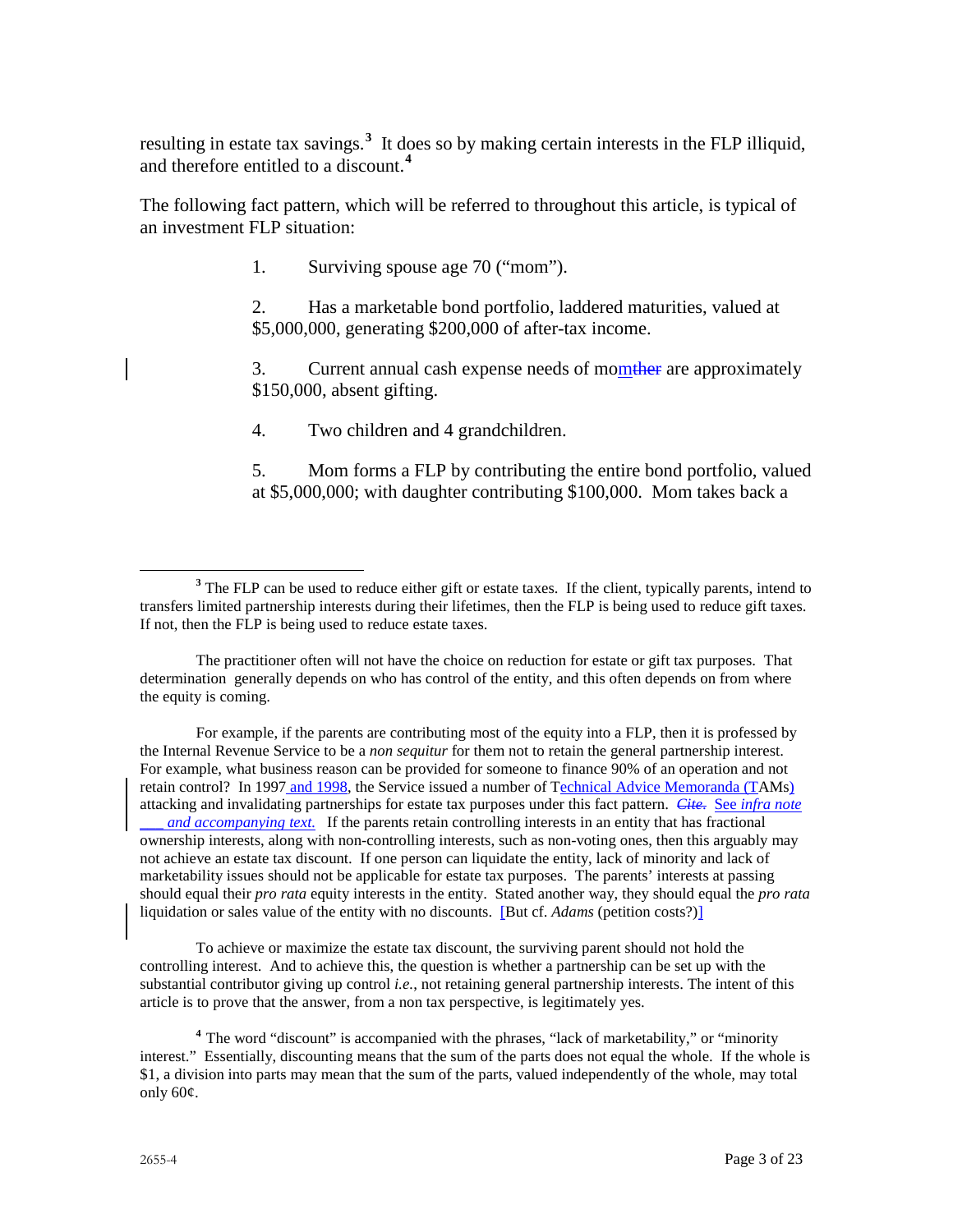resulting in estate tax savings.[3] It does so by making certain interests in the FLP illiquid, and therefore entitled to a discount.[4]

The following fact pattern, which will be referred to throughout this article, is typical of an investment FLP situation:

1. Surviving spouse age 70 ("mom").

2. Has a marketable bond portfolio, laddered maturities, valued at $5,000,000, generating $200,000 of after-tax income.

3. Current annual cash expense needs of mom~~ther~~ are approximately $150,000, absent gifting.

4. Two children and 4 grandchildren.

5. Mom forms a FLP by contributing the entire bond portfolio, valued at $5,000,000; with daughter contributing $100,000. Mom takes back a

---

[3] The FLP can be used to reduce either gift or estate taxes. If the client, typically parents, intend to transfers limited partnership interests during their lifetimes, then the FLP is being used to reduce gift taxes. If not, then the FLP is being used to reduce estate taxes.

The practitioner often will not have the choice on reduction for estate or gift tax purposes. That determination generally depends on who has control of the entity, and this often depends on from where the equity is coming.

For example, if the parents are contributing most of the equity into a FLP, then it is professed by the Internal Revenue Service to be a *non sequitur* for them not to retain the general partnership interest. For example, what business reason can be provided for someone to finance 90% of an operation and not retain control? In 1997 and 1998, the Service issued a number of Technical Advice Memoranda (TAMs) attacking and invalidating partnerships for estate tax purposes under this fact pattern. ~~*Cite.*~~ See *infra note \_\_\_ and accompanying text.* If the parents retain controlling interests in an entity that has fractional ownership interests, along with non-controlling interests, such as non-voting ones, then this arguably may not achieve an estate tax discount. If one person can liquidate the entity, lack of minority and lack of marketability issues should not be applicable for estate tax purposes. The parents' interests at passing should equal their *pro rata* equity interests in the entity. Stated another way, they should equal the *pro rata* liquidation or sales value of the entity with no discounts. [But cf. *Adams* (petition costs?)]

To achieve or maximize the estate tax discount, the surviving parent should not hold the controlling interest. And to achieve this, the question is whether a partnership can be set up with the substantial contributor giving up control *i.e.*, not retaining general partnership interests. The intent of this article is to prove that the answer, from a non tax perspective, is legitimately yes.

[4] The word "discount" is accompanied with the phrases, "lack of marketability," or "minority interest." Essentially, discounting means that the sum of the parts does not equal the whole. If the whole is $1, a division into parts may mean that the sum of the parts, valued independently of the whole, may total only 60¢.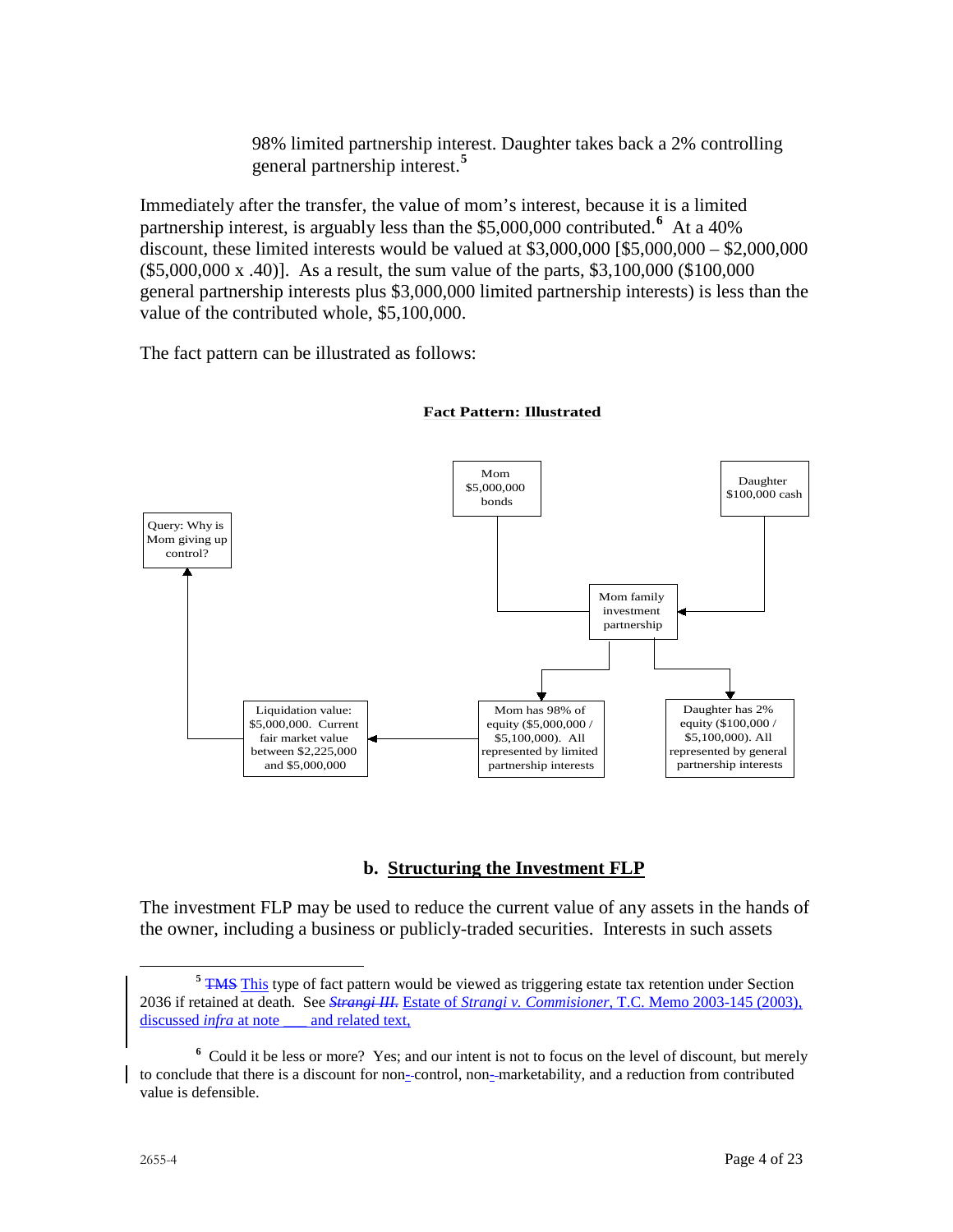98% limited partnership interest. Daughter takes back a 2% controlling general partnership interest.[5]

Immediately after the transfer, the value of mom's interest, because it is a limited partnership interest, is arguably less than the $5,000,000 contributed.[6] At a 40% discount, these limited interests would be valued at $3,000,000 [$5,000,000 – $2,000,000 ($5,000,000 x .40)]. As a result, the sum value of the parts, $3,100,000 ($100,000 general partnership interests plus $3,000,000 limited partnership interests) is less than the value of the contributed whole, $5,100,000.

The fact pattern can be illustrated as follows:

**Fact Pattern: Illustrated**

- Mom $5,000,000 bonds → Mom family investment partnership
- Daughter $100,000 cash → Mom family investment partnership
- Mom family investment partnership → Mom has 98% of equity ($5,000,000 / $5,100,000). All represented by limited partnership interests
- Mom family investment partnership → Daughter has 2% equity ($100,000 / $5,100,000). All represented by general partnership interests
- Mom has 98% of equity → Liquidation value: $5,000,000. Current fair market value between $2,225,000 and $5,000,000
- Liquidation value → Query: Why is Mom giving up control?

## b. Structuring the Investment FLP

The investment FLP may be used to reduce the current value of any assets in the hands of the owner, including a business or publicly-traded securities. Interests in such assets

---

[5] ~~TMS~~ This type of fact pattern would be viewed as triggering estate tax retention under Section 2036 if retained at death. See ~~*Strangi III.*~~ Estate of *Strangi v. Commisioner*, T.C. Memo 2003-145 (2003), discussed *infra* at note ___ and related text,

[6] Could it be less or more? Yes; and our intent is not to focus on the level of discount, but merely to conclude that there is a discount for non-control, non-marketability, and a reduction from contributed value is defensible.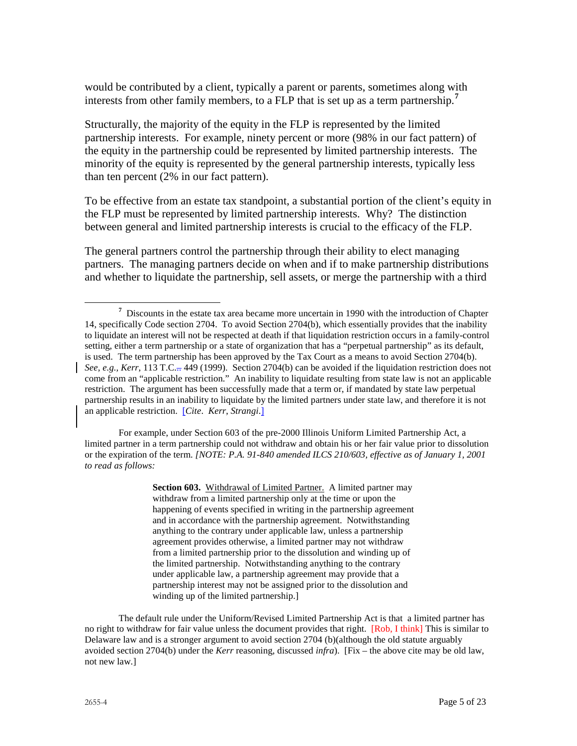would be contributed by a client, typically a parent or parents, sometimes along with interests from other family members, to a FLP that is set up as a term partnership.[7]

Structurally, the majority of the equity in the FLP is represented by the limited partnership interests. For example, ninety percent or more (98% in our fact pattern) of the equity in the partnership could be represented by limited partnership interests. The minority of the equity is represented by the general partnership interests, typically less than ten percent (2% in our fact pattern).

To be effective from an estate tax standpoint, a substantial portion of the client's equity in the FLP must be represented by limited partnership interests. Why? The distinction between general and limited partnership interests is crucial to the efficacy of the FLP.

The general partners control the partnership through their ability to elect managing partners. The managing partners decide on when and if to make partnership distributions and whether to liquidate the partnership, sell assets, or merge the partnership with a third

---

[7] Discounts in the estate tax area became more uncertain in 1990 with the introduction of Chapter 14, specifically Code section 2704. To avoid Section 2704(b), which essentially provides that the inability to liquidate an interest will not be respected at death if that liquidation restriction occurs in a family-control setting, either a term partnership or a state of organization that has a "perpetual partnership" as its default, is used. The term partnership has been approved by the Tax Court as a means to avoid Section 2704(b). *See, e.g., Kerr*, 113 T.C. 449 (1999). Section 2704(b) can be avoided if the liquidation restriction does not come from an "applicable restriction." An inability to liquidate resulting from state law is not an applicable restriction. The argument has been successfully made that a term or, if mandated by state law perpetual partnership results in an inability to liquidate by the limited partners under state law, and therefore it is not an applicable restriction. [*Cite*. *Kerr*, *Strangi*.]

For example, under Section 603 of the pre-2000 Illinois Uniform Limited Partnership Act, a limited partner in a term partnership could not withdraw and obtain his or her fair value prior to dissolution or the expiration of the term. *[NOTE: P.A. 91-840 amended ILCS 210/603, effective as of January 1, 2001 to read as follows:*

> **Section 603.** Withdrawal of Limited Partner. A limited partner may withdraw from a limited partnership only at the time or upon the happening of events specified in writing in the partnership agreement and in accordance with the partnership agreement. Notwithstanding anything to the contrary under applicable law, unless a partnership agreement provides otherwise, a limited partner may not withdraw from a limited partnership prior to the dissolution and winding up of the limited partnership. Notwithstanding anything to the contrary under applicable law, a partnership agreement may provide that a partnership interest may not be assigned prior to the dissolution and winding up of the limited partnership.]

The default rule under the Uniform/Revised Limited Partnership Act is that a limited partner has no right to withdraw for fair value unless the document provides that right. [Rob, I think] This is similar to Delaware law and is a stronger argument to avoid section 2704 (b)(although the old statute arguably avoided section 2704(b) under the *Kerr* reasoning, discussed *infra*). [Fix – the above cite may be old law, not new law.]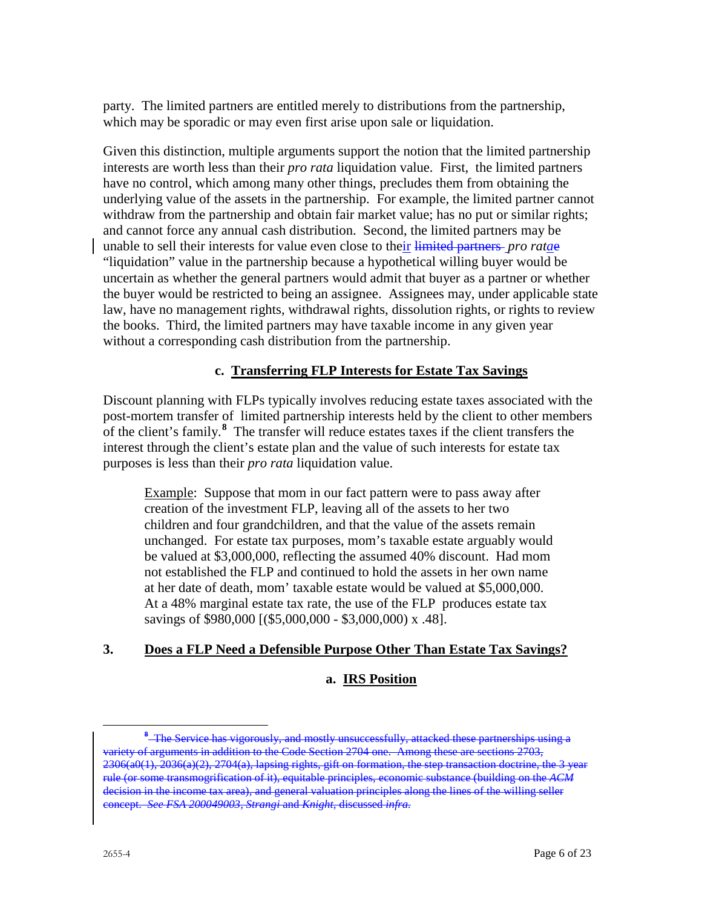party. The limited partners are entitled merely to distributions from the partnership, which may be sporadic or may even first arise upon sale or liquidation.

Given this distinction, multiple arguments support the notion that the limited partnership interests are worth less than their *pro rata* liquidation value. First, the limited partners have no control, which among many other things, precludes them from obtaining the underlying value of the assets in the partnership. For example, the limited partner cannot withdraw from the partnership and obtain fair market value; has no put or similar rights; and cannot force any annual cash distribution. Second, the limited partners may be unable to sell their interests for value even close to their ~~limited partners~~ *pro ratae* "liquidation" value in the partnership because a hypothetical willing buyer would be uncertain as whether the general partners would admit that buyer as a partner or whether the buyer would be restricted to being an assignee. Assignees may, under applicable state law, have no management rights, withdrawal rights, dissolution rights, or rights to review the books. Third, the limited partners may have taxable income in any given year without a corresponding cash distribution from the partnership.

#### c. <u>Transferring FLP Interests for Estate Tax Savings</u>

Discount planning with FLPs typically involves reducing estate taxes associated with the post-mortem transfer of limited partnership interests held by the client to other members of the client's family.[8] The transfer will reduce estates taxes if the client transfers the interest through the client's estate plan and the value of such interests for estate tax purposes is less than their *pro rata* liquidation value.

> <u>Example</u>: Suppose that mom in our fact pattern were to pass away after creation of the investment FLP, leaving all of the assets to her two children and four grandchildren, and that the value of the assets remain unchanged. For estate tax purposes, mom's taxable estate arguably would be valued at \$3,000,000, reflecting the assumed 40% discount. Had mom not established the FLP and continued to hold the assets in her own name at her date of death, mom' taxable estate would be valued at \$5,000,000. At a 48% marginal estate tax rate, the use of the FLP produces estate tax savings of \$980,000 [(\$5,000,000 - \$3,000,000) x .48].

## 3. <u>Does a FLP Need a Defensible Purpose Other Than Estate Tax Savings?</u>

#### a. <u>IRS Position</u>

---

[8] ~~The Service has vigorously, and mostly unsuccessfully, attacked these partnerships using a variety of arguments in addition to the Code Section 2704 one. Among these are sections 2703, 2306(a0(1), 2036(a)(2), 2704(a), lapsing rights, gift on formation, the step transaction doctrine, the 3 year rule (or some transmogrification of it), equitable principles, economic substance (building on the *ACM* decision in the income tax area), and general valuation principles along the lines of the willing seller concept. *See FSA 200049003*, *Strangi* and *Knight*, discussed *infra*.~~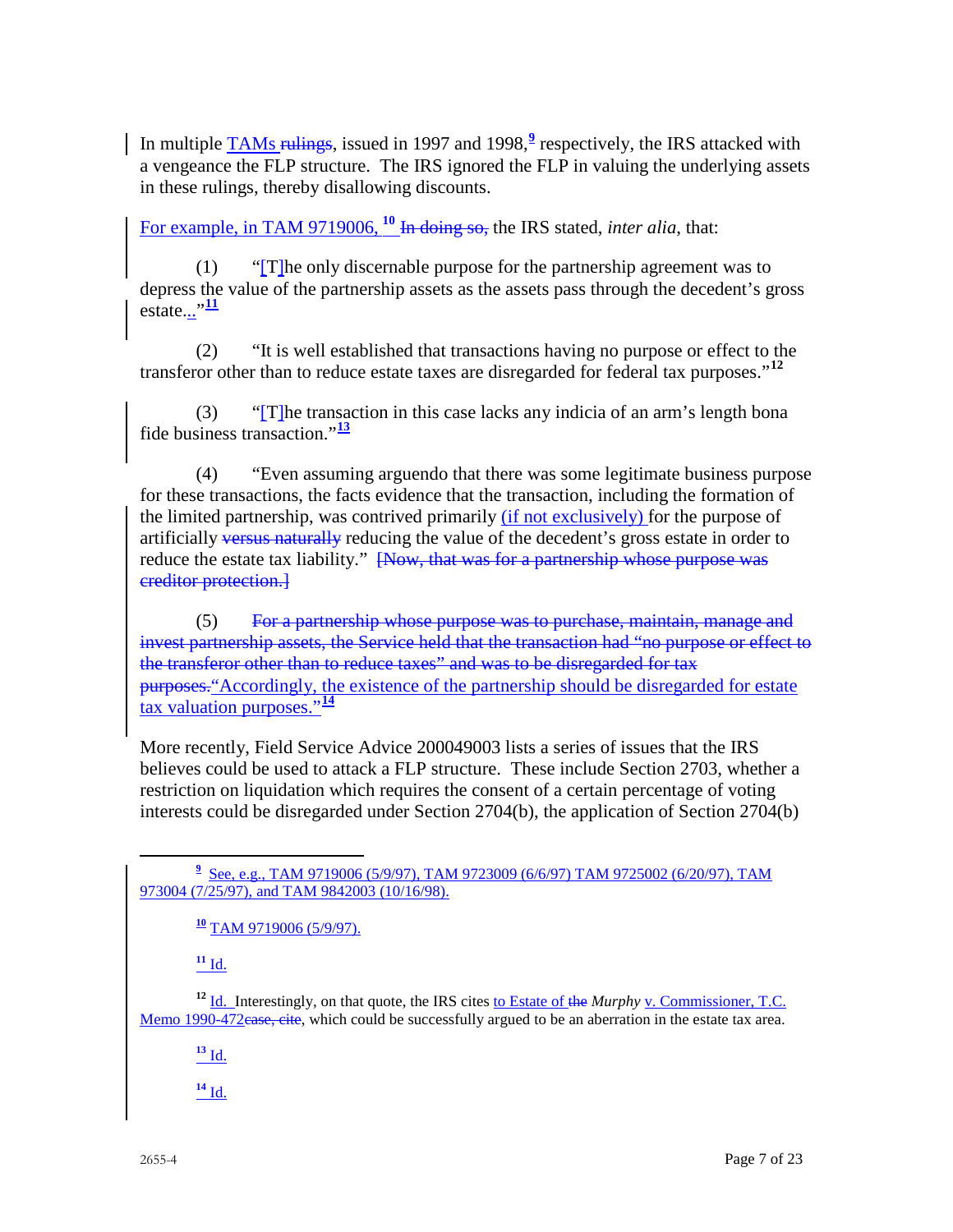In multiple TAMs ~~rulings~~, issued in 1997 and 1998,[9] respectively, the IRS attacked with a vengeance the FLP structure. The IRS ignored the FLP in valuing the underlying assets in these rulings, thereby disallowing discounts.

For example, in TAM 9719006,[10] ~~In doing so,~~ the IRS stated, *inter alia*, that:

(1) "[T]he only discernable purpose for the partnership agreement was to depress the value of the partnership assets as the assets pass through the decedent's gross estate..."[11]

(2) "It is well established that transactions having no purpose or effect to the transferor other than to reduce estate taxes are disregarded for federal tax purposes."[12]

(3) "[T]he transaction in this case lacks any indicia of an arm's length bona fide business transaction."[13]

(4) "Even assuming arguendo that there was some legitimate business purpose for these transactions, the facts evidence that the transaction, including the formation of the limited partnership, was contrived primarily (if not exclusively) for the purpose of artificially ~~versus naturally~~ reducing the value of the decedent's gross estate in order to reduce the estate tax liability." ~~[Now, that was for a partnership whose purpose was creditor protection.]~~

(5) ~~For a partnership whose purpose was to purchase, maintain, manage and invest partnership assets, the Service held that the transaction had "no purpose or effect to the transferor other than to reduce taxes" and was to be disregarded for tax purposes.~~ "Accordingly, the existence of the partnership should be disregarded for estate tax valuation purposes."[14]

More recently, Field Service Advice 200049003 lists a series of issues that the IRS believes could be used to attack a FLP structure. These include Section 2703, whether a restriction on liquidation which requires the consent of a certain percentage of voting interests could be disregarded under Section 2704(b), the application of Section 2704(b)

---

[9] See, e.g., TAM 9719006 (5/9/97), TAM 9723009 (6/6/97) TAM 9725002 (6/20/97), TAM 973004 (7/25/97), and TAM 9842003 (10/16/98).

[10] TAM 9719006 (5/9/97).

[11] Id.

[12] Id. Interestingly, on that quote, the IRS cites to Estate of ~~the~~ *Murphy* v. Commissioner, T.C. Memo 1990-472~~case, cite~~, which could be successfully argued to be an aberration in the estate tax area.

[13] Id.

[14] Id.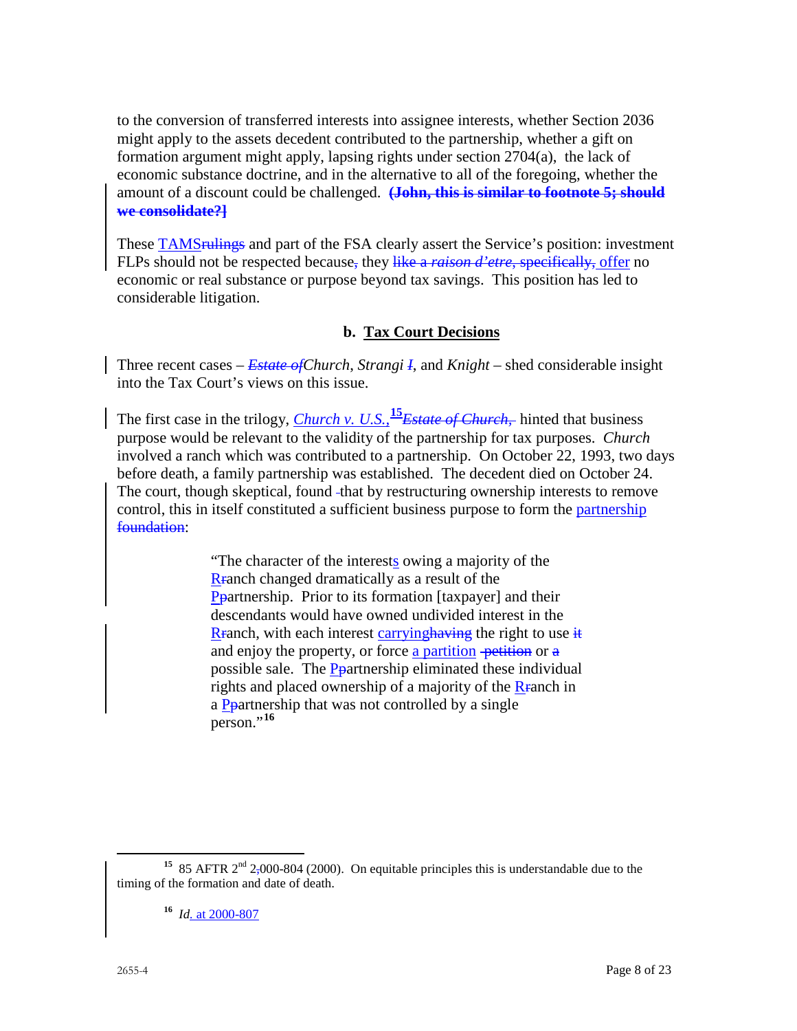to the conversion of transferred interests into assignee interests, whether Section 2036 might apply to the assets decedent contributed to the partnership, whether a gift on formation argument might apply, lapsing rights under section 2704(a), the lack of economic substance doctrine, and in the alternative to all of the foregoing, whether the amount of a discount could be challenged. ~~**(John, this is similar to footnote 5; should we consolidate?]**~~

These TAMS~~rulings~~ and part of the FSA clearly assert the Service's position: investment FLPs should not be respected because~~,~~ they ~~like a *raison d'etre*, specifically,~~ offer no economic or real substance or purpose beyond tax savings. This position has led to considerable litigation.

### b. Tax Court Decisions

Three recent cases – ~~*Estate of*~~*Church*, *Strangi* ~~*I*~~, and *Knight* – shed considerable insight into the Tax Court's views on this issue.

The first case in the trilogy, *Church v. U.S.*,[15]~~*Estate of Church*,~~ hinted that business purpose would be relevant to the validity of the partnership for tax purposes. *Church* involved a ranch which was contributed to a partnership. On October 22, 1993, two days before death, a family partnership was established. The decedent died on October 24. The court, though skeptical, found that by restructuring ownership interests to remove control, this in itself constituted a sufficient business purpose to form the partnership ~~foundation~~:

> "The character of the interests owing a majority of the R~~r~~anch changed dramatically as a result of the P~~p~~artnership. Prior to its formation [taxpayer] and their descendants would have owned undivided interest in the R~~r~~anch, with each interest carrying~~having~~ the right to use ~~it~~ and enjoy the property, or force a partition ~~petition~~ or ~~a~~ possible sale. The P~~p~~artnership eliminated these individual rights and placed ownership of a majority of the R~~r~~anch in a P~~p~~artnership that was not controlled by a single person."[16]

---

[15] 85 AFTR 2nd 2~~,~~000-804 (2000). On equitable principles this is understandable due to the timing of the formation and date of death.

[16] *Id*. at 2000-807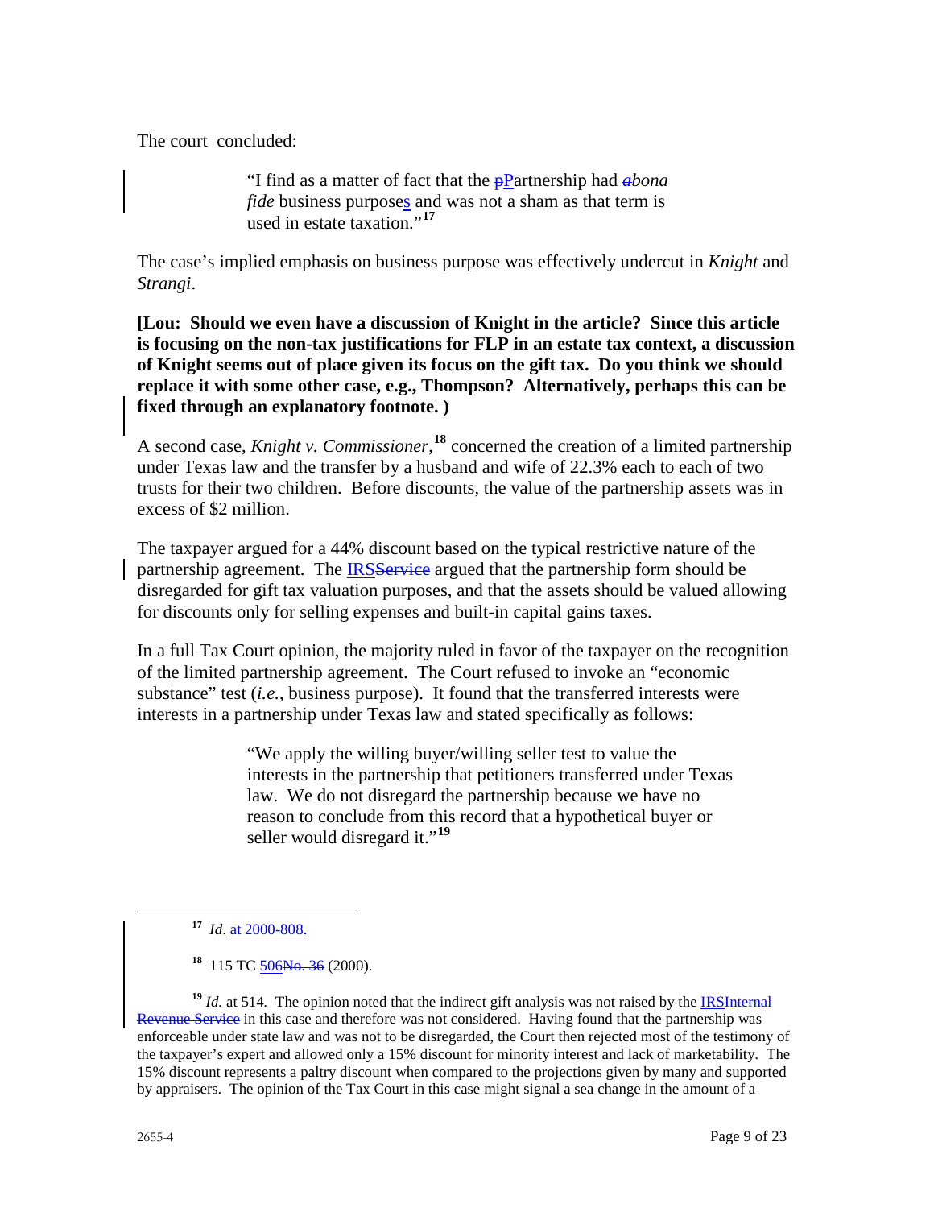The court concluded:

> "I find as a matter of fact that the Partnership had *bona fide* business purposes and was not a sham as that term is used in estate taxation."[17]

The case's implied emphasis on business purpose was effectively undercut in *Knight* and *Strangi*.

**[Lou: Should we even have a discussion of Knight in the article? Since this article is focusing on the non-tax justifications for FLP in an estate tax context, a discussion of Knight seems out of place given its focus on the gift tax. Do you think we should replace it with some other case, e.g., Thompson? Alternatively, perhaps this can be fixed through an explanatory footnote. )**

A second case, *Knight v. Commissioner*,[18] concerned the creation of a limited partnership under Texas law and the transfer by a husband and wife of 22.3% each to each of two trusts for their two children. Before discounts, the value of the partnership assets was in excess of $2 million.

The taxpayer argued for a 44% discount based on the typical restrictive nature of the partnership agreement. The IRS argued that the partnership form should be disregarded for gift tax valuation purposes, and that the assets should be valued allowing for discounts only for selling expenses and built-in capital gains taxes.

In a full Tax Court opinion, the majority ruled in favor of the taxpayer on the recognition of the limited partnership agreement. The Court refused to invoke an "economic substance" test (*i.e.*, business purpose). It found that the transferred interests were interests in a partnership under Texas law and stated specifically as follows:

> "We apply the willing buyer/willing seller test to value the interests in the partnership that petitioners transferred under Texas law. We do not disregard the partnership because we have no reason to conclude from this record that a hypothetical buyer or seller would disregard it."[19]

---

[17] *Id*. at 2000-808.

[18] 115 TC 506 (2000).

[19] *Id.* at 514. The opinion noted that the indirect gift analysis was not raised by the IRS in this case and therefore was not considered. Having found that the partnership was enforceable under state law and was not to be disregarded, the Court then rejected most of the testimony of the taxpayer's expert and allowed only a 15% discount for minority interest and lack of marketability. The 15% discount represents a paltry discount when compared to the projections given by many and supported by appraisers. The opinion of the Tax Court in this case might signal a sea change in the amount of a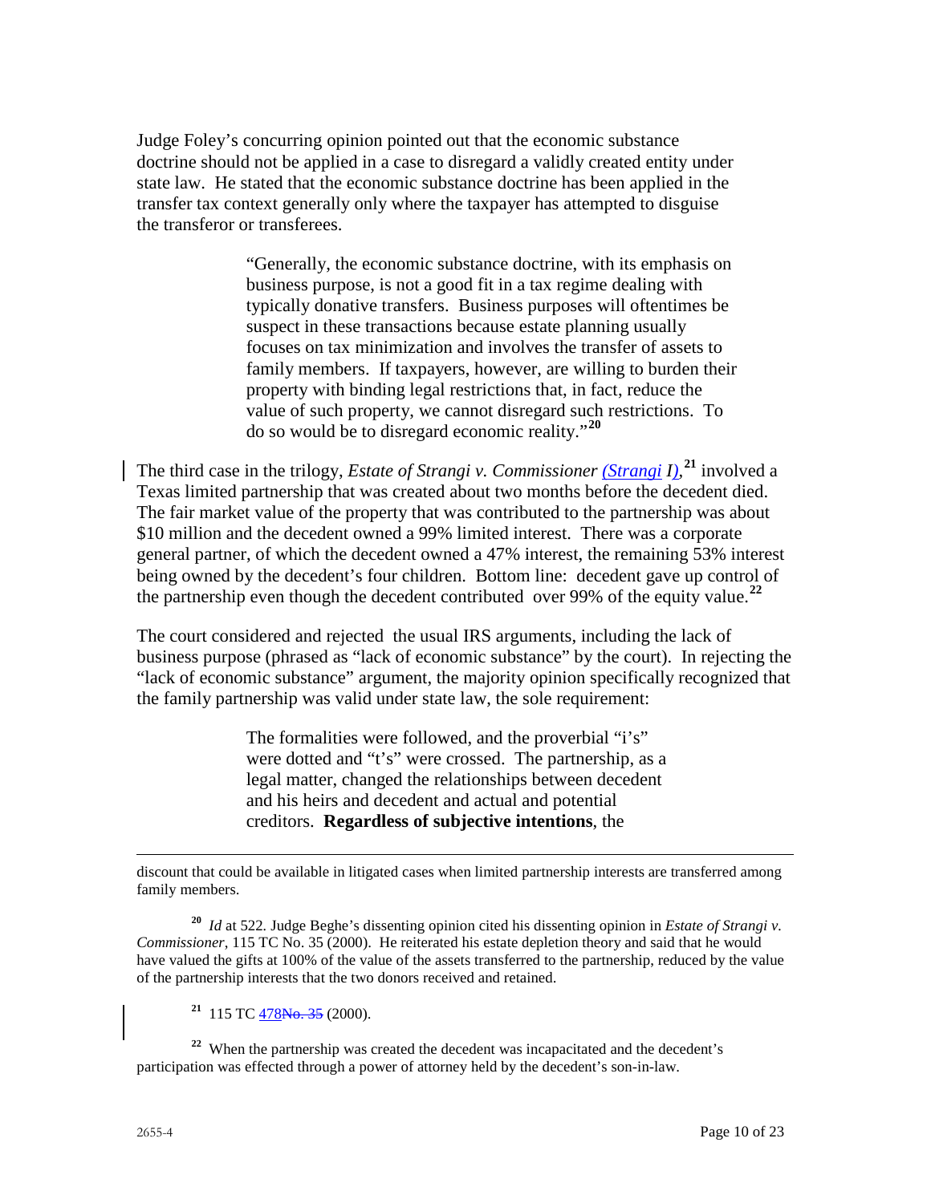Judge Foley's concurring opinion pointed out that the economic substance doctrine should not be applied in a case to disregard a validly created entity under state law. He stated that the economic substance doctrine has been applied in the transfer tax context generally only where the taxpayer has attempted to disguise the transferor or transferees.

> "Generally, the economic substance doctrine, with its emphasis on business purpose, is not a good fit in a tax regime dealing with typically donative transfers. Business purposes will oftentimes be suspect in these transactions because estate planning usually focuses on tax minimization and involves the transfer of assets to family members. If taxpayers, however, are willing to burden their property with binding legal restrictions that, in fact, reduce the value of such property, we cannot disregard such restrictions. To do so would be to disregard economic reality."[20]

The third case in the trilogy, *Estate of Strangi v. Commissioner* (*Strangi I*),[21] involved a Texas limited partnership that was created about two months before the decedent died. The fair market value of the property that was contributed to the partnership was about $10 million and the decedent owned a 99% limited interest. There was a corporate general partner, of which the decedent owned a 47% interest, the remaining 53% interest being owned by the decedent's four children. Bottom line: decedent gave up control of the partnership even though the decedent contributed over 99% of the equity value.[22]

The court considered and rejected the usual IRS arguments, including the lack of business purpose (phrased as "lack of economic substance" by the court). In rejecting the "lack of economic substance" argument, the majority opinion specifically recognized that the family partnership was valid under state law, the sole requirement:

> The formalities were followed, and the proverbial "i's" were dotted and "t's" were crossed. The partnership, as a legal matter, changed the relationships between decedent and his heirs and decedent and actual and potential creditors. **Regardless of subjective intentions**, the

---

discount that could be available in litigated cases when limited partnership interests are transferred among family members.

[20] *Id* at 522. Judge Beghe's dissenting opinion cited his dissenting opinion in *Estate of Strangi v. Commissioner*, 115 TC No. 35 (2000). He reiterated his estate depletion theory and said that he would have valued the gifts at 100% of the value of the assets transferred to the partnership, reduced by the value of the partnership interests that the two donors received and retained.

[21] 115 TC 478~~No. 35~~ (2000).

[22] When the partnership was created the decedent was incapacitated and the decedent's participation was effected through a power of attorney held by the decedent's son-in-law.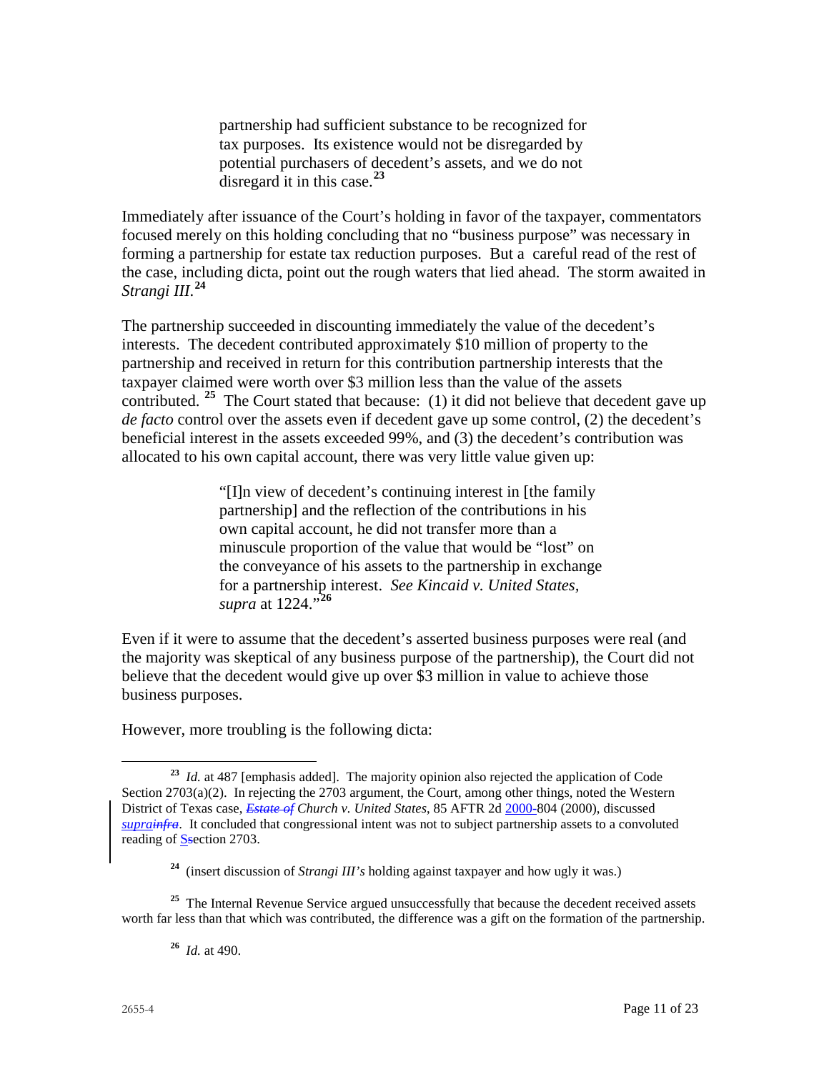> partnership had sufficient substance to be recognized for tax purposes. Its existence would not be disregarded by potential purchasers of decedent's assets, and we do not disregard it in this case.[23]

Immediately after issuance of the Court's holding in favor of the taxpayer, commentators focused merely on this holding concluding that no "business purpose" was necessary in forming a partnership for estate tax reduction purposes. But a careful read of the rest of the case, including dicta, point out the rough waters that lied ahead. The storm awaited in *Strangi III*.[24]

The partnership succeeded in discounting immediately the value of the decedent's interests. The decedent contributed approximately $10 million of property to the partnership and received in return for this contribution partnership interests that the taxpayer claimed were worth over $3 million less than the value of the assets contributed.[25] The Court stated that because: (1) it did not believe that decedent gave up *de facto* control over the assets even if decedent gave up some control, (2) the decedent's beneficial interest in the assets exceeded 99%, and (3) the decedent's contribution was allocated to his own capital account, there was very little value given up:

> "[I]n view of decedent's continuing interest in [the family partnership] and the reflection of the contributions in his own capital account, he did not transfer more than a minuscule proportion of the value that would be "lost" on the conveyance of his assets to the partnership in exchange for a partnership interest. *See Kincaid v. United States, supra* at 1224."[26]

Even if it were to assume that the decedent's asserted business purposes were real (and the majority was skeptical of any business purpose of the partnership), the Court did not believe that the decedent would give up over $3 million in value to achieve those business purposes.

However, more troubling is the following dicta:

---

[23] *Id.* at 487 [emphasis added]. The majority opinion also rejected the application of Code Section 2703(a)(2). In rejecting the 2703 argument, the Court, among other things, noted the Western District of Texas case, ~~*Estate of*~~ *Church v. United States*, 85 AFTR 2d 2000-804 (2000), discussed *supra*~~*infra*~~. It concluded that congressional intent was not to subject partnership assets to a convoluted reading of S~~s~~ection 2703.

[24] (insert discussion of *Strangi III's* holding against taxpayer and how ugly it was.)

[25] The Internal Revenue Service argued unsuccessfully that because the decedent received assets worth far less than that which was contributed, the difference was a gift on the formation of the partnership.

[26] *Id.* at 490.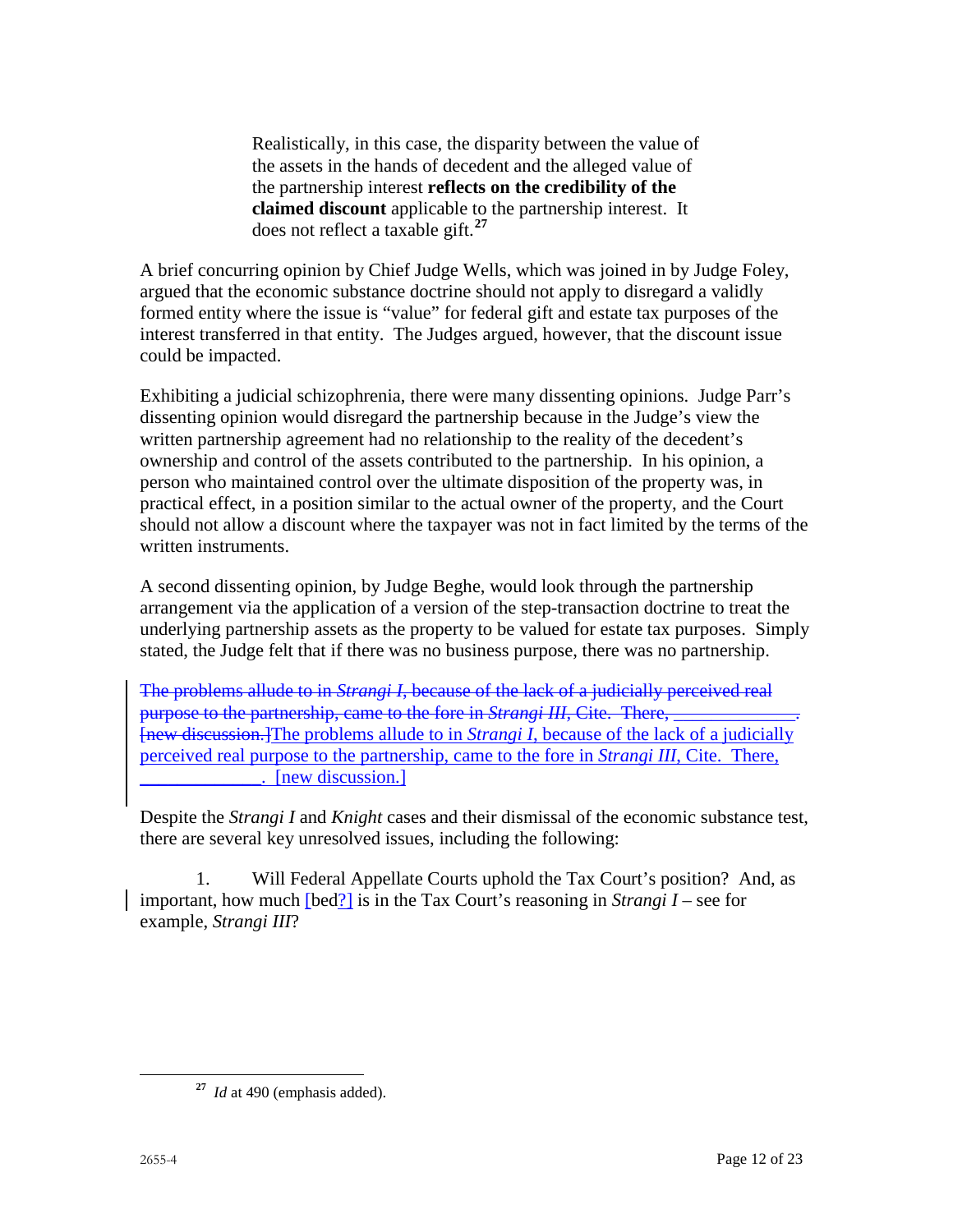> Realistically, in this case, the disparity between the value of the assets in the hands of decedent and the alleged value of the partnership interest **reflects on the credibility of the claimed discount** applicable to the partnership interest. It does not reflect a taxable gift.[27]

A brief concurring opinion by Chief Judge Wells, which was joined in by Judge Foley, argued that the economic substance doctrine should not apply to disregard a validly formed entity where the issue is "value" for federal gift and estate tax purposes of the interest transferred in that entity. The Judges argued, however, that the discount issue could be impacted.

Exhibiting a judicial schizophrenia, there were many dissenting opinions. Judge Parr's dissenting opinion would disregard the partnership because in the Judge's view the written partnership agreement had no relationship to the reality of the decedent's ownership and control of the assets contributed to the partnership. In his opinion, a person who maintained control over the ultimate disposition of the property was, in practical effect, in a position similar to the actual owner of the property, and the Court should not allow a discount where the taxpayer was not in fact limited by the terms of the written instruments.

A second dissenting opinion, by Judge Beghe, would look through the partnership arrangement via the application of a version of the step-transaction doctrine to treat the underlying partnership assets as the property to be valued for estate tax purposes. Simply stated, the Judge felt that if there was no business purpose, there was no partnership.

~~The problems allude to in *Strangi I*, because of the lack of a judicially perceived real purpose to the partnership, came to the fore in *Strangi III*, Cite. There, _____________. [new discussion.]~~The problems allude to in *Strangi I*, because of the lack of a judicially perceived real purpose to the partnership, came to the fore in *Strangi III*, Cite. There, _____________. [new discussion.]

Despite the *Strangi I* and *Knight* cases and their dismissal of the economic substance test, there are several key unresolved issues, including the following:

1. Will Federal Appellate Courts uphold the Tax Court's position? And, as important, how much [bed?] is in the Tax Court's reasoning in *Strangi I* – see for example, *Strangi III*?

---

[27] *Id* at 490 (emphasis added).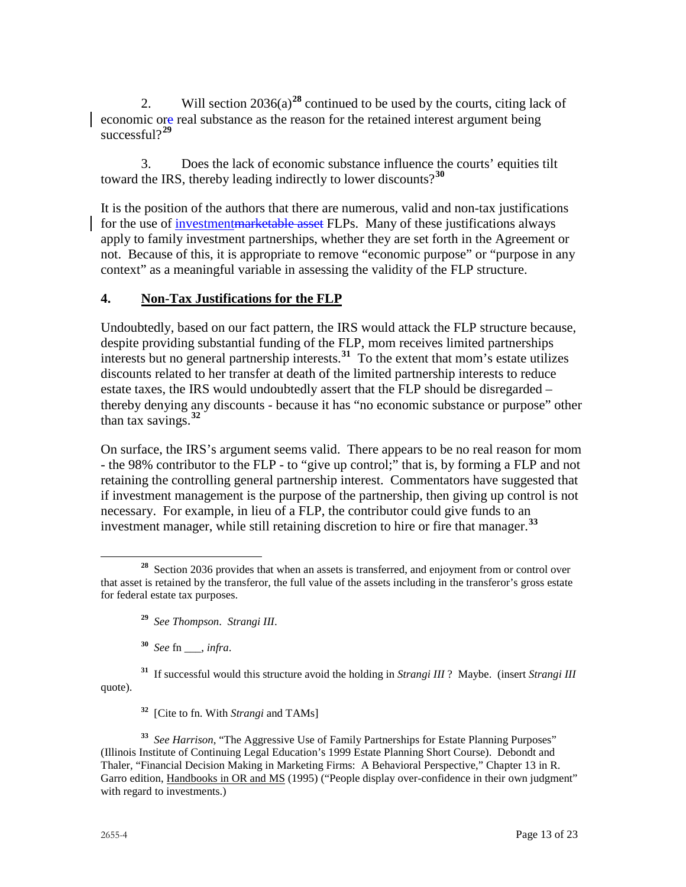2. Will section 2036(a)[28] continued to be used by the courts, citing lack of economic ore real substance as the reason for the retained interest argument being successful?[29]

3. Does the lack of economic substance influence the courts' equities tilt toward the IRS, thereby leading indirectly to lower discounts?[30]

It is the position of the authors that there are numerous, valid and non-tax justifications for the use of investment~~marketable asset~~ FLPs. Many of these justifications always apply to family investment partnerships, whether they are set forth in the Agreement or not. Because of this, it is appropriate to remove "economic purpose" or "purpose in any context" as a meaningful variable in assessing the validity of the FLP structure.

## 4. Non-Tax Justifications for the FLP

Undoubtedly, based on our fact pattern, the IRS would attack the FLP structure because, despite providing substantial funding of the FLP, mom receives limited partnerships interests but no general partnership interests.[31] To the extent that mom's estate utilizes discounts related to her transfer at death of the limited partnership interests to reduce estate taxes, the IRS would undoubtedly assert that the FLP should be disregarded – thereby denying any discounts - because it has "no economic substance or purpose" other than tax savings.[32]

On surface, the IRS's argument seems valid. There appears to be no real reason for mom - the 98% contributor to the FLP - to "give up control;" that is, by forming a FLP and not retaining the controlling general partnership interest. Commentators have suggested that if investment management is the purpose of the partnership, then giving up control is not necessary. For example, in lieu of a FLP, the contributor could give funds to an investment manager, while still retaining discretion to hire or fire that manager.[33]

---

[28] Section 2036 provides that when an assets is transferred, and enjoyment from or control over that asset is retained by the transferor, the full value of the assets including in the transferor's gross estate for federal estate tax purposes.

[29] *See Thompson*. *Strangi III*.

[30] *See* fn ___, *infra*.

[31] If successful would this structure avoid the holding in *Strangi III* ? Maybe. (insert *Strangi III* quote).

[32] [Cite to fn. With *Strangi* and TAMs]

[33] *See Harrison*, "The Aggressive Use of Family Partnerships for Estate Planning Purposes" (Illinois Institute of Continuing Legal Education's 1999 Estate Planning Short Course). Debondt and Thaler, "Financial Decision Making in Marketing Firms: A Behavioral Perspective," Chapter 13 in R. Garro edition, Handbooks in OR and MS (1995) ("People display over-confidence in their own judgment" with regard to investments.)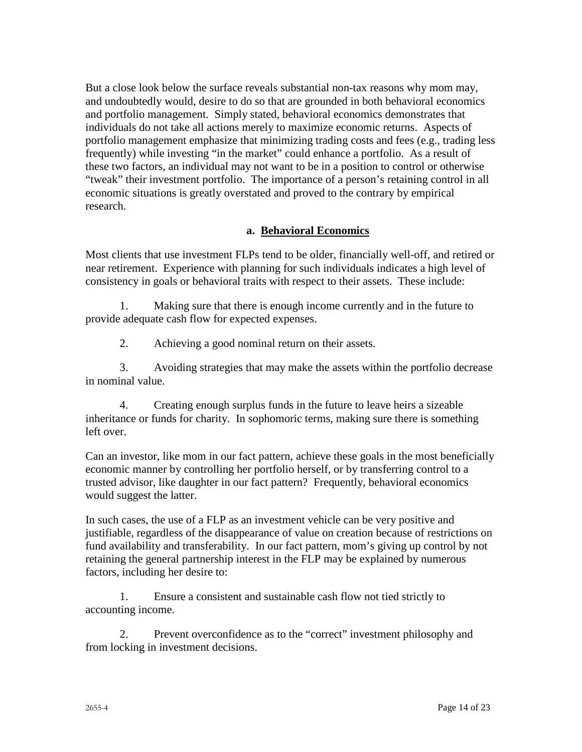But a close look below the surface reveals substantial non-tax reasons why mom may, and undoubtedly would, desire to do so that are grounded in both behavioral economics and portfolio management. Simply stated, behavioral economics demonstrates that individuals do not take all actions merely to maximize economic returns. Aspects of portfolio management emphasize that minimizing trading costs and fees (e.g., trading less frequently) while investing "in the market" could enhance a portfolio. As a result of these two factors, an individual may not want to be in a position to control or otherwise "tweak" their investment portfolio. The importance of a person's retaining control in all economic situations is greatly overstated and proved to the contrary by empirical research.

### a. <u>Behavioral Economics</u>

Most clients that use investment FLPs tend to be older, financially well-off, and retired or near retirement. Experience with planning for such individuals indicates a high level of consistency in goals or behavioral traits with respect to their assets. These include:

1. Making sure that there is enough income currently and in the future to provide adequate cash flow for expected expenses.

2. Achieving a good nominal return on their assets.

3. Avoiding strategies that may make the assets within the portfolio decrease in nominal value.

4. Creating enough surplus funds in the future to leave heirs a sizeable inheritance or funds for charity. In sophomoric terms, making sure there is something left over.

Can an investor, like mom in our fact pattern, achieve these goals in the most beneficially economic manner by controlling her portfolio herself, or by transferring control to a trusted advisor, like daughter in our fact pattern? Frequently, behavioral economics would suggest the latter.

In such cases, the use of a FLP as an investment vehicle can be very positive and justifiable, regardless of the disappearance of value on creation because of restrictions on fund availability and transferability. In our fact pattern, mom's giving up control by not retaining the general partnership interest in the FLP may be explained by numerous factors, including her desire to:

1. Ensure a consistent and sustainable cash flow not tied strictly to accounting income.

2. Prevent overconfidence as to the "correct" investment philosophy and from locking in investment decisions.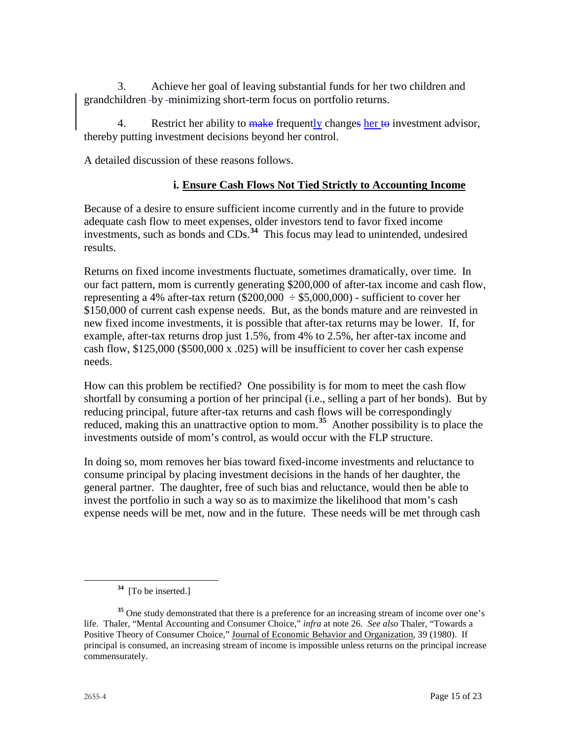3. Achieve her goal of leaving substantial funds for her two children and grandchildren by minimizing short-term focus on portfolio returns.

4. Restrict her ability to ~~make~~ frequently change~~s~~ her ~~to~~ investment advisor, thereby putting investment decisions beyond her control.

A detailed discussion of these reasons follows.

### i. <u>Ensure Cash Flows Not Tied Strictly to Accounting Income</u>

Because of a desire to ensure sufficient income currently and in the future to provide adequate cash flow to meet expenses, older investors tend to favor fixed income investments, such as bonds and CDs.[34] This focus may lead to unintended, undesired results.

Returns on fixed income investments fluctuate, sometimes dramatically, over time. In our fact pattern, mom is currently generating $200,000 of after-tax income and cash flow, representing a 4% after-tax return ($200,000 ÷ $5,000,000) - sufficient to cover her $150,000 of current cash expense needs. But, as the bonds mature and are reinvested in new fixed income investments, it is possible that after-tax returns may be lower. If, for example, after-tax returns drop just 1.5%, from 4% to 2.5%, her after-tax income and cash flow, $125,000 ($500,000 x .025) will be insufficient to cover her cash expense needs.

How can this problem be rectified? One possibility is for mom to meet the cash flow shortfall by consuming a portion of her principal (i.e., selling a part of her bonds). But by reducing principal, future after-tax returns and cash flows will be correspondingly reduced, making this an unattractive option to mom.[35] Another possibility is to place the investments outside of mom's control, as would occur with the FLP structure.

In doing so, mom removes her bias toward fixed-income investments and reluctance to consume principal by placing investment decisions in the hands of her daughter, the general partner. The daughter, free of such bias and reluctance, would then be able to invest the portfolio in such a way so as to maximize the likelihood that mom's cash expense needs will be met, now and in the future. These needs will be met through cash

---

[34] [To be inserted.]

[35] One study demonstrated that there is a preference for an increasing stream of income over one's life. Thaler, "Mental Accounting and Consumer Choice," *infra* at note 26. *See also* Thaler, "Towards a Positive Theory of Consumer Choice," <u>Journal of Economic Behavior and Organization</u>, 39 (1980). If principal is consumed, an increasing stream of income is impossible unless returns on the principal increase commensurately.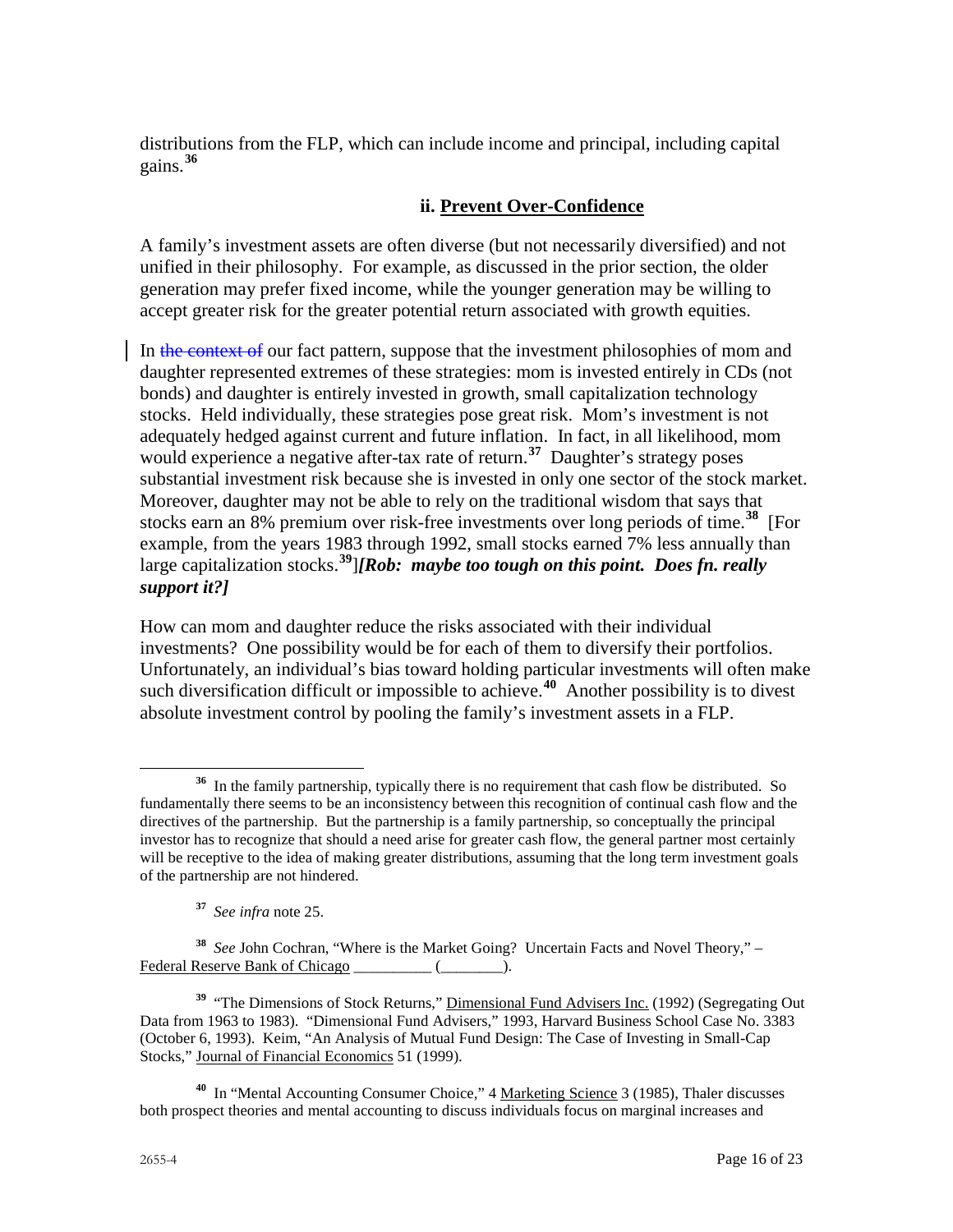distributions from the FLP, which can include income and principal, including capital gains.[36]

### ii. Prevent Over-Confidence

A family's investment assets are often diverse (but not necessarily diversified) and not unified in their philosophy. For example, as discussed in the prior section, the older generation may prefer fixed income, while the younger generation may be willing to accept greater risk for the greater potential return associated with growth equities.

In ~~the context of~~ our fact pattern, suppose that the investment philosophies of mom and daughter represented extremes of these strategies: mom is invested entirely in CDs (not bonds) and daughter is entirely invested in growth, small capitalization technology stocks. Held individually, these strategies pose great risk. Mom's investment is not adequately hedged against current and future inflation. In fact, in all likelihood, mom would experience a negative after-tax rate of return.[37] Daughter's strategy poses substantial investment risk because she is invested in only one sector of the stock market. Moreover, daughter may not be able to rely on the traditional wisdom that says that stocks earn an 8% premium over risk-free investments over long periods of time.[38] [For example, from the years 1983 through 1992, small stocks earned 7% less annually than large capitalization stocks.[39]]***[Rob: maybe too tough on this point. Does fn. really support it?]***

How can mom and daughter reduce the risks associated with their individual investments? One possibility would be for each of them to diversify their portfolios. Unfortunately, an individual's bias toward holding particular investments will often make such diversification difficult or impossible to achieve.[40] Another possibility is to divest absolute investment control by pooling the family's investment assets in a FLP.

---

[36] In the family partnership, typically there is no requirement that cash flow be distributed. So fundamentally there seems to be an inconsistency between this recognition of continual cash flow and the directives of the partnership. But the partnership is a family partnership, so conceptually the principal investor has to recognize that should a need arise for greater cash flow, the general partner most certainly will be receptive to the idea of making greater distributions, assuming that the long term investment goals of the partnership are not hindered.

[37] *See infra* note 25.

[38] *See* John Cochran, "Where is the Market Going? Uncertain Facts and Novel Theory," – Federal Reserve Bank of Chicago __________ (________).

[39] "The Dimensions of Stock Returns," Dimensional Fund Advisers Inc. (1992) (Segregating Out Data from 1963 to 1983). "Dimensional Fund Advisers," 1993, Harvard Business School Case No. 3383 (October 6, 1993). Keim, "An Analysis of Mutual Fund Design: The Case of Investing in Small-Cap Stocks," Journal of Financial Economics 51 (1999).

[40] In "Mental Accounting Consumer Choice," 4 Marketing Science 3 (1985), Thaler discusses both prospect theories and mental accounting to discuss individuals focus on marginal increases and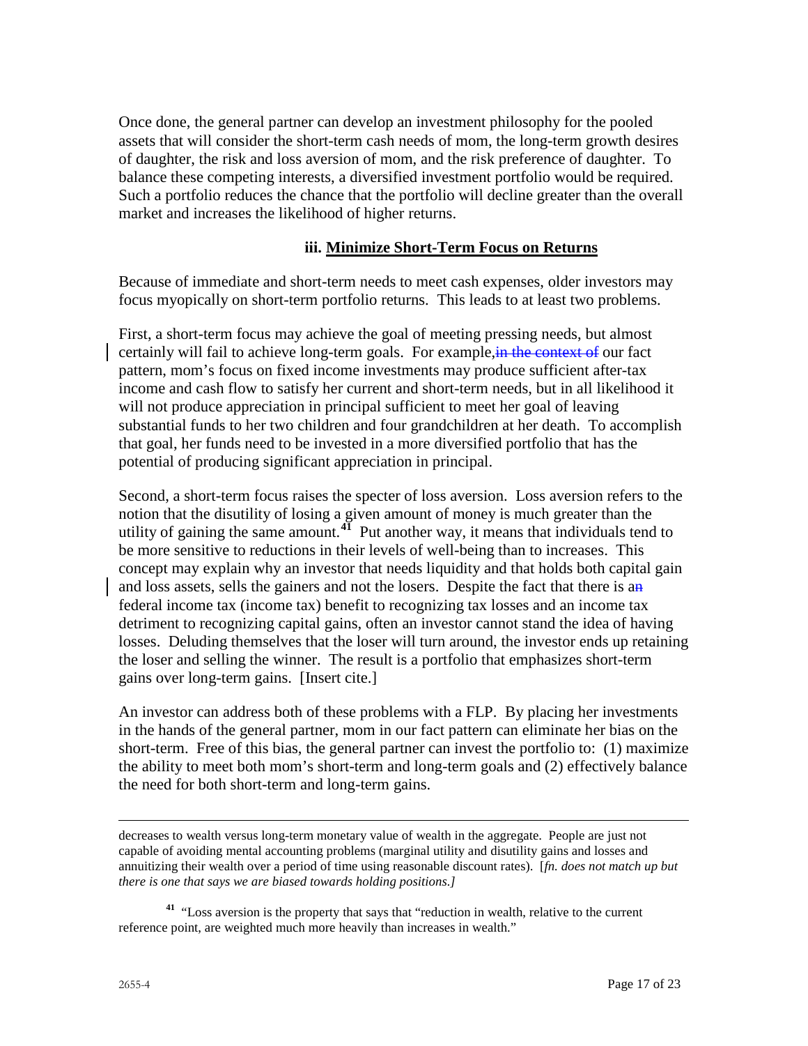Once done, the general partner can develop an investment philosophy for the pooled assets that will consider the short-term cash needs of mom, the long-term growth desires of daughter, the risk and loss aversion of mom, and the risk preference of daughter. To balance these competing interests, a diversified investment portfolio would be required. Such a portfolio reduces the chance that the portfolio will decline greater than the overall market and increases the likelihood of higher returns.

### iii. Minimize Short-Term Focus on Returns

Because of immediate and short-term needs to meet cash expenses, older investors may focus myopically on short-term portfolio returns. This leads to at least two problems.

First, a short-term focus may achieve the goal of meeting pressing needs, but almost certainly will fail to achieve long-term goals. For example, ~~in the context of~~ our fact pattern, mom's focus on fixed income investments may produce sufficient after-tax income and cash flow to satisfy her current and short-term needs, but in all likelihood it will not produce appreciation in principal sufficient to meet her goal of leaving substantial funds to her two children and four grandchildren at her death. To accomplish that goal, her funds need to be invested in a more diversified portfolio that has the potential of producing significant appreciation in principal.

Second, a short-term focus raises the specter of loss aversion. Loss aversion refers to the notion that the disutility of losing a given amount of money is much greater than the utility of gaining the same amount.[41] Put another way, it means that individuals tend to be more sensitive to reductions in their levels of well-being than to increases. This concept may explain why an investor that needs liquidity and that holds both capital gain and loss assets, sells the gainers and not the losers. Despite the fact that there is a~~n~~ federal income tax (income tax) benefit to recognizing tax losses and an income tax detriment to recognizing capital gains, often an investor cannot stand the idea of having losses. Deluding themselves that the loser will turn around, the investor ends up retaining the loser and selling the winner. The result is a portfolio that emphasizes short-term gains over long-term gains. [Insert cite.]

An investor can address both of these problems with a FLP. By placing her investments in the hands of the general partner, mom in our fact pattern can eliminate her bias on the short-term. Free of this bias, the general partner can invest the portfolio to: (1) maximize the ability to meet both mom's short-term and long-term goals and (2) effectively balance the need for both short-term and long-term gains.

---

decreases to wealth versus long-term monetary value of wealth in the aggregate. People are just not capable of avoiding mental accounting problems (marginal utility and disutility gains and losses and annuitizing their wealth over a period of time using reasonable discount rates). [*fn. does not match up but there is one that says we are biased towards holding positions.]*

[41] "Loss aversion is the property that says that "reduction in wealth, relative to the current reference point, are weighted much more heavily than increases in wealth."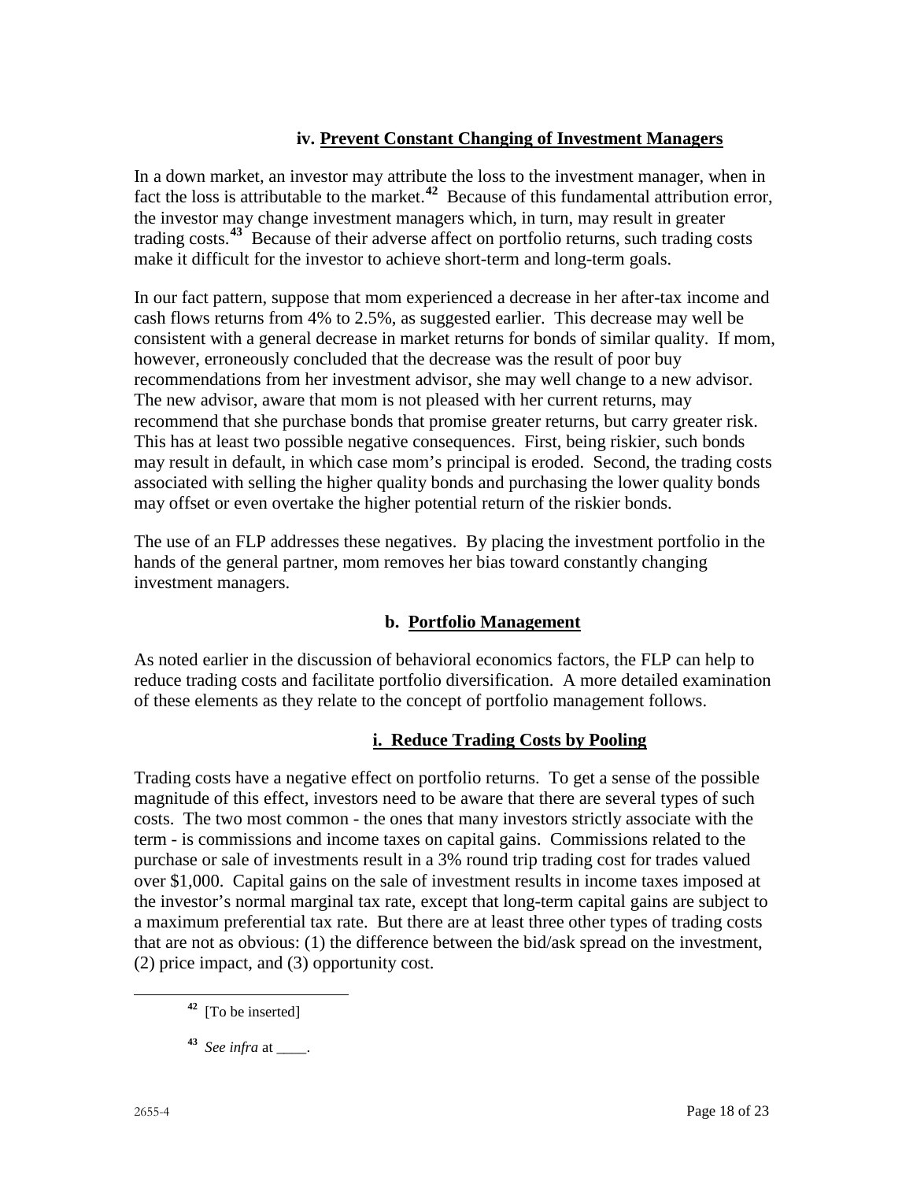#### iv. Prevent Constant Changing of Investment Managers

In a down market, an investor may attribute the loss to the investment manager, when in fact the loss is attributable to the market.[42] Because of this fundamental attribution error, the investor may change investment managers which, in turn, may result in greater trading costs.[43] Because of their adverse affect on portfolio returns, such trading costs make it difficult for the investor to achieve short-term and long-term goals.

In our fact pattern, suppose that mom experienced a decrease in her after-tax income and cash flows returns from 4% to 2.5%, as suggested earlier. This decrease may well be consistent with a general decrease in market returns for bonds of similar quality. If mom, however, erroneously concluded that the decrease was the result of poor buy recommendations from her investment advisor, she may well change to a new advisor. The new advisor, aware that mom is not pleased with her current returns, may recommend that she purchase bonds that promise greater returns, but carry greater risk. This has at least two possible negative consequences. First, being riskier, such bonds may result in default, in which case mom's principal is eroded. Second, the trading costs associated with selling the higher quality bonds and purchasing the lower quality bonds may offset or even overtake the higher potential return of the riskier bonds.

The use of an FLP addresses these negatives. By placing the investment portfolio in the hands of the general partner, mom removes her bias toward constantly changing investment managers.

### b. Portfolio Management

As noted earlier in the discussion of behavioral economics factors, the FLP can help to reduce trading costs and facilitate portfolio diversification. A more detailed examination of these elements as they relate to the concept of portfolio management follows.

#### i. Reduce Trading Costs by Pooling

Trading costs have a negative effect on portfolio returns. To get a sense of the possible magnitude of this effect, investors need to be aware that there are several types of such costs. The two most common - the ones that many investors strictly associate with the term - is commissions and income taxes on capital gains. Commissions related to the purchase or sale of investments result in a 3% round trip trading cost for trades valued over $1,000. Capital gains on the sale of investment results in income taxes imposed at the investor's normal marginal tax rate, except that long-term capital gains are subject to a maximum preferential tax rate. But there are at least three other types of trading costs that are not as obvious: (1) the difference between the bid/ask spread on the investment, (2) price impact, and (3) opportunity cost.

---

[42] [To be inserted]

[43] *See infra* at ____.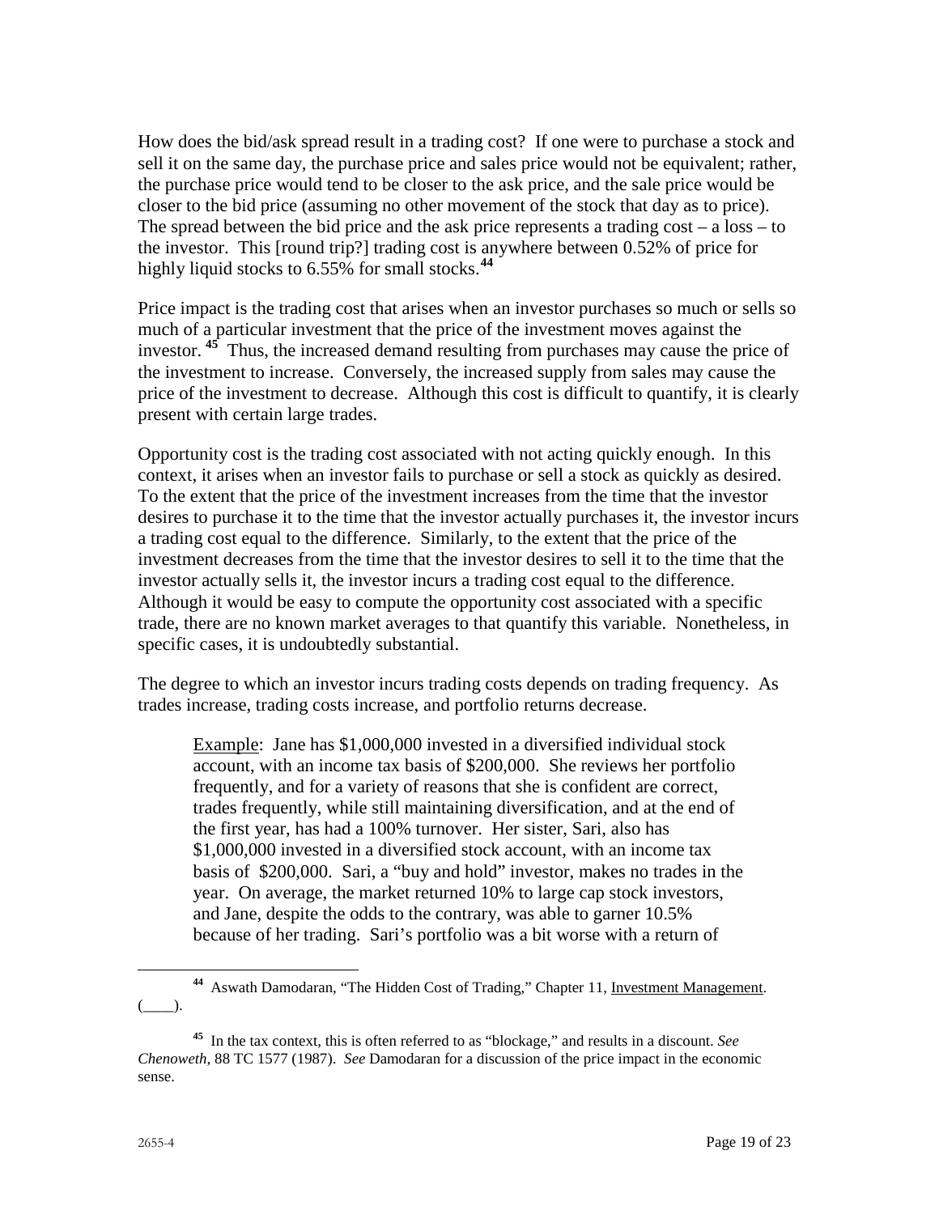How does the bid/ask spread result in a trading cost? If one were to purchase a stock and sell it on the same day, the purchase price and sales price would not be equivalent; rather, the purchase price would tend to be closer to the ask price, and the sale price would be closer to the bid price (assuming no other movement of the stock that day as to price). The spread between the bid price and the ask price represents a trading cost – a loss – to the investor. This [round trip?] trading cost is anywhere between 0.52% of price for highly liquid stocks to 6.55% for small stocks.[44]

Price impact is the trading cost that arises when an investor purchases so much or sells so much of a particular investment that the price of the investment moves against the investor.[45] Thus, the increased demand resulting from purchases may cause the price of the investment to increase. Conversely, the increased supply from sales may cause the price of the investment to decrease. Although this cost is difficult to quantify, it is clearly present with certain large trades.

Opportunity cost is the trading cost associated with not acting quickly enough. In this context, it arises when an investor fails to purchase or sell a stock as quickly as desired. To the extent that the price of the investment increases from the time that the investor desires to purchase it to the time that the investor actually purchases it, the investor incurs a trading cost equal to the difference. Similarly, to the extent that the price of the investment decreases from the time that the investor desires to sell it to the time that the investor actually sells it, the investor incurs a trading cost equal to the difference. Although it would be easy to compute the opportunity cost associated with a specific trade, there are no known market averages to that quantify this variable. Nonetheless, in specific cases, it is undoubtedly substantial.

The degree to which an investor incurs trading costs depends on trading frequency. As trades increase, trading costs increase, and portfolio returns decrease.

> <u>Example</u>: Jane has $1,000,000 invested in a diversified individual stock account, with an income tax basis of $200,000. She reviews her portfolio frequently, and for a variety of reasons that she is confident are correct, trades frequently, while still maintaining diversification, and at the end of the first year, has had a 100% turnover. Her sister, Sari, also has $1,000,000 invested in a diversified stock account, with an income tax basis of $200,000. Sari, a "buy and hold" investor, makes no trades in the year. On average, the market returned 10% to large cap stock investors, and Jane, despite the odds to the contrary, was able to garner 10.5% because of her trading. Sari's portfolio was a bit worse with a return of

---

[44] Aswath Damodaran, "The Hidden Cost of Trading," Chapter 11, <u>Investment Management</u>. (\_\_\_\_).

[45] In the tax context, this is often referred to as "blockage," and results in a discount. *See Chenoweth*, 88 TC 1577 (1987). *See* Damodaran for a discussion of the price impact in the economic sense.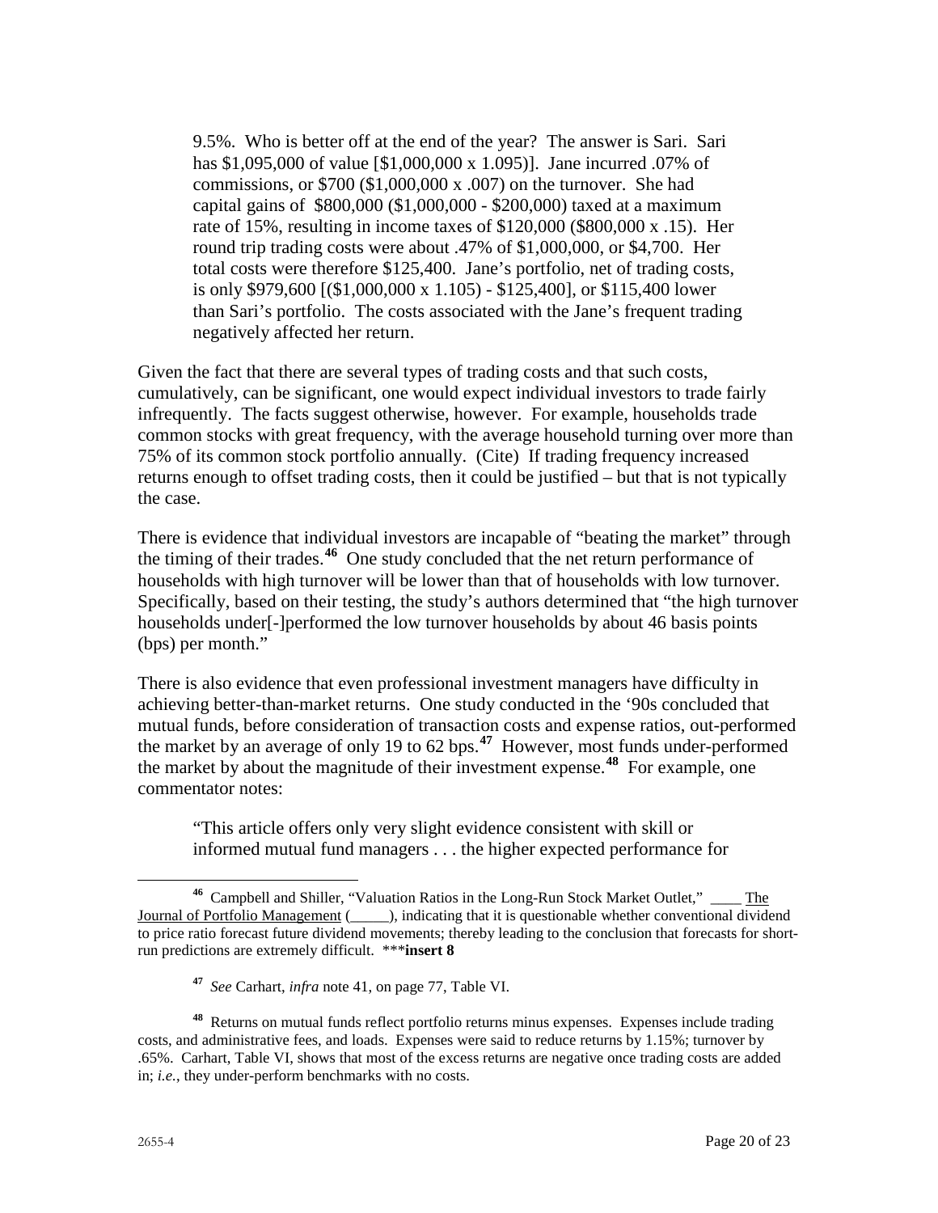9.5%. Who is better off at the end of the year? The answer is Sari. Sari has $1,095,000 of value [$1,000,000 x 1.095)]. Jane incurred .07% of commissions, or $700 ($1,000,000 x .007) on the turnover. She had capital gains of $800,000 ($1,000,000 - $200,000) taxed at a maximum rate of 15%, resulting in income taxes of $120,000 ($800,000 x .15). Her round trip trading costs were about .47% of $1,000,000, or $4,700. Her total costs were therefore $125,400. Jane's portfolio, net of trading costs, is only $979,600 [($1,000,000 x 1.105) - $125,400], or $115,400 lower than Sari's portfolio. The costs associated with the Jane's frequent trading negatively affected her return.

Given the fact that there are several types of trading costs and that such costs, cumulatively, can be significant, one would expect individual investors to trade fairly infrequently. The facts suggest otherwise, however. For example, households trade common stocks with great frequency, with the average household turning over more than 75% of its common stock portfolio annually. (Cite) If trading frequency increased returns enough to offset trading costs, then it could be justified – but that is not typically the case.

There is evidence that individual investors are incapable of "beating the market" through the timing of their trades.[46] One study concluded that the net return performance of households with high turnover will be lower than that of households with low turnover. Specifically, based on their testing, the study's authors determined that "the high turnover households under[-]performed the low turnover households by about 46 basis points (bps) per month."

There is also evidence that even professional investment managers have difficulty in achieving better-than-market returns. One study conducted in the '90s concluded that mutual funds, before consideration of transaction costs and expense ratios, out-performed the market by an average of only 19 to 62 bps.[47] However, most funds under-performed the market by about the magnitude of their investment expense.[48] For example, one commentator notes:

"This article offers only very slight evidence consistent with skill or informed mutual fund managers . . . the higher expected performance for

---

[46] Campbell and Shiller, "Valuation Ratios in the Long-Run Stock Market Outlet," ____ The Journal of Portfolio Management (_____), indicating that it is questionable whether conventional dividend to price ratio forecast future dividend movements; thereby leading to the conclusion that forecasts for short-run predictions are extremely difficult. ***insert 8**

[47] *See* Carhart, *infra* note 41, on page 77, Table VI.

[48] Returns on mutual funds reflect portfolio returns minus expenses. Expenses include trading costs, and administrative fees, and loads. Expenses were said to reduce returns by 1.15%; turnover by .65%. Carhart, Table VI, shows that most of the excess returns are negative once trading costs are added in; *i.e.*, they under-perform benchmarks with no costs.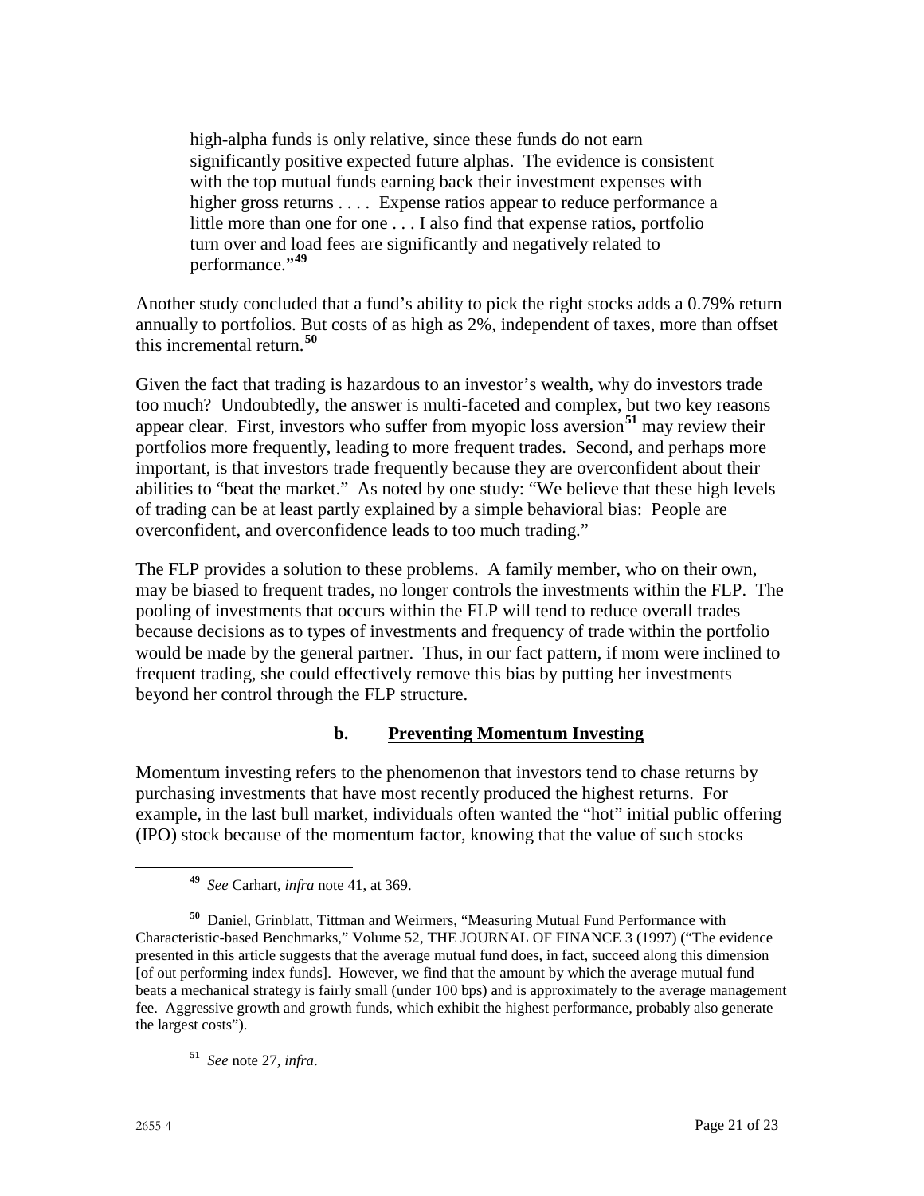> high-alpha funds is only relative, since these funds do not earn significantly positive expected future alphas. The evidence is consistent with the top mutual funds earning back their investment expenses with higher gross returns . . . . Expense ratios appear to reduce performance a little more than one for one . . . I also find that expense ratios, portfolio turn over and load fees are significantly and negatively related to performance."[49]

Another study concluded that a fund's ability to pick the right stocks adds a 0.79% return annually to portfolios. But costs of as high as 2%, independent of taxes, more than offset this incremental return.[50]

Given the fact that trading is hazardous to an investor's wealth, why do investors trade too much? Undoubtedly, the answer is multi-faceted and complex, but two key reasons appear clear. First, investors who suffer from myopic loss aversion[51] may review their portfolios more frequently, leading to more frequent trades. Second, and perhaps more important, is that investors trade frequently because they are overconfident about their abilities to "beat the market." As noted by one study: "We believe that these high levels of trading can be at least partly explained by a simple behavioral bias: People are overconfident, and overconfidence leads to too much trading."

The FLP provides a solution to these problems. A family member, who on their own, may be biased to frequent trades, no longer controls the investments within the FLP. The pooling of investments that occurs within the FLP will tend to reduce overall trades because decisions as to types of investments and frequency of trade within the portfolio would be made by the general partner. Thus, in our fact pattern, if mom were inclined to frequent trading, she could effectively remove this bias by putting her investments beyond her control through the FLP structure.

### b. Preventing Momentum Investing

Momentum investing refers to the phenomenon that investors tend to chase returns by purchasing investments that have most recently produced the highest returns. For example, in the last bull market, individuals often wanted the "hot" initial public offering (IPO) stock because of the momentum factor, knowing that the value of such stocks

---

[49] *See* Carhart, *infra* note 41, at 369.

[50] Daniel, Grinblatt, Tittman and Weirmers, "Measuring Mutual Fund Performance with Characteristic-based Benchmarks," Volume 52, THE JOURNAL OF FINANCE 3 (1997) ("The evidence presented in this article suggests that the average mutual fund does, in fact, succeed along this dimension [of out performing index funds]. However, we find that the amount by which the average mutual fund beats a mechanical strategy is fairly small (under 100 bps) and is approximately to the average management fee. Aggressive growth and growth funds, which exhibit the highest performance, probably also generate the largest costs").

[51] *See* note 27, *infra*.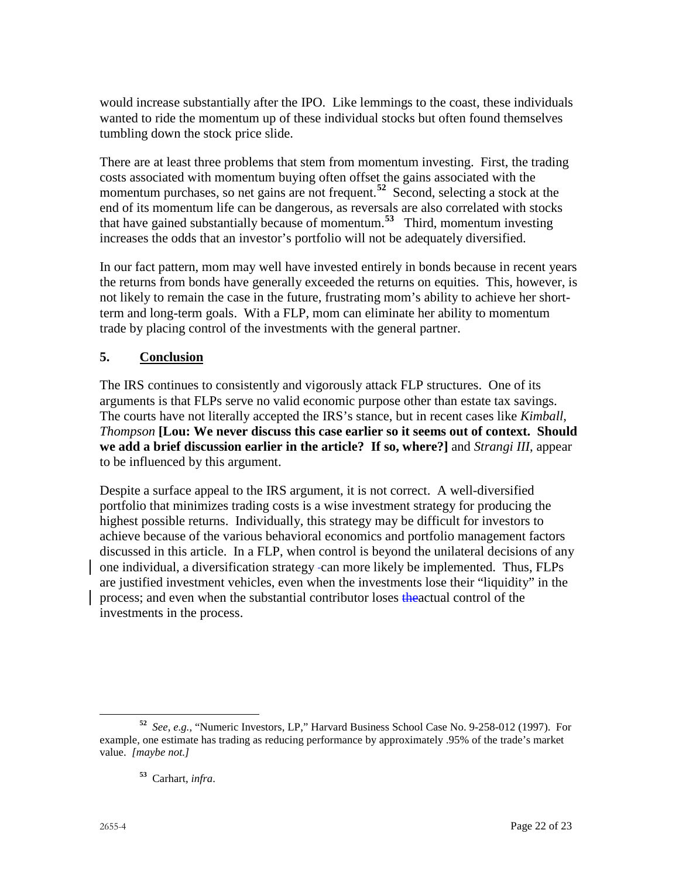would increase substantially after the IPO. Like lemmings to the coast, these individuals wanted to ride the momentum up of these individual stocks but often found themselves tumbling down the stock price slide.

There are at least three problems that stem from momentum investing. First, the trading costs associated with momentum buying often offset the gains associated with the momentum purchases, so net gains are not frequent.[52] Second, selecting a stock at the end of its momentum life can be dangerous, as reversals are also correlated with stocks that have gained substantially because of momentum.[53] Third, momentum investing increases the odds that an investor's portfolio will not be adequately diversified.

In our fact pattern, mom may well have invested entirely in bonds because in recent years the returns from bonds have generally exceeded the returns on equities. This, however, is not likely to remain the case in the future, frustrating mom's ability to achieve her short-term and long-term goals. With a FLP, mom can eliminate her ability to momentum trade by placing control of the investments with the general partner.

## 5. Conclusion

The IRS continues to consistently and vigorously attack FLP structures. One of its arguments is that FLPs serve no valid economic purpose other than estate tax savings. The courts have not literally accepted the IRS's stance, but in recent cases like *Kimball*, *Thompson* **[Lou: We never discuss this case earlier so it seems out of context. Should we add a brief discussion earlier in the article? If so, where?]** and *Strangi III*, appear to be influenced by this argument.

Despite a surface appeal to the IRS argument, it is not correct. A well-diversified portfolio that minimizes trading costs is a wise investment strategy for producing the highest possible returns. Individually, this strategy may be difficult for investors to achieve because of the various behavioral economics and portfolio management factors discussed in this article. In a FLP, when control is beyond the unilateral decisions of any one individual, a diversification strategy can more likely be implemented. Thus, FLPs are justified investment vehicles, even when the investments lose their "liquidity" in the process; and even when the substantial contributor loses ~~the~~actual control of the investments in the process.

---

[52] *See, e.g.*, "Numeric Investors, LP," Harvard Business School Case No. 9-258-012 (1997). For example, one estimate has trading as reducing performance by approximately .95% of the trade's market value. *[maybe not.]*

[53] Carhart, *infra*.